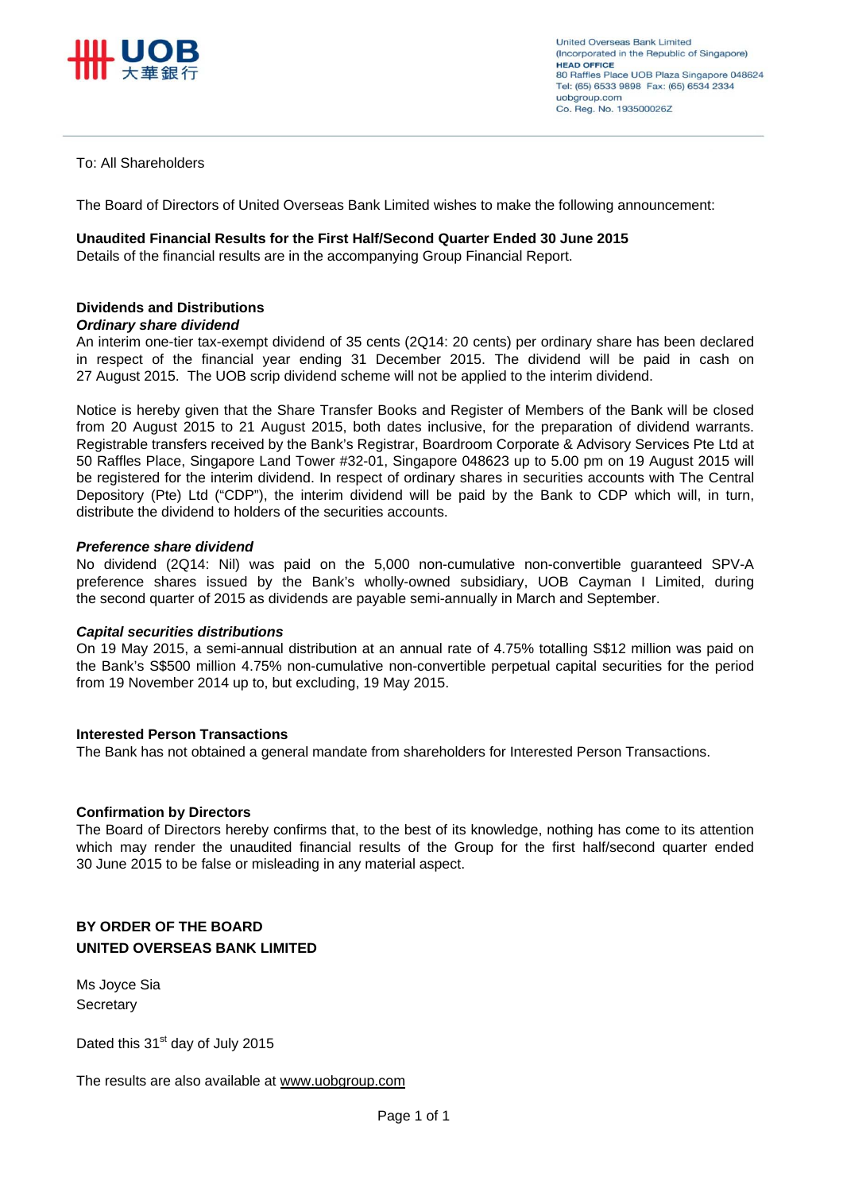United Overseas Bank Limited
(Incorporated in the Republic of Singapore)
**HEAD OFFICE**
80 Raffles Place UOB Plaza Singapore 048624
Tel: (65) 6533 9898 Fax: (65) 6534 2334
uobgroup.com
Co. Reg. No. 193500026Z

To: All Shareholders

The Board of Directors of United Overseas Bank Limited wishes to make the following announcement:

**Unaudited Financial Results for the First Half/Second Quarter Ended 30 June 2015**
Details of the financial results are in the accompanying Group Financial Report.

**Dividends and Distributions**
***Ordinary share dividend***
An interim one-tier tax-exempt dividend of 35 cents (2Q14: 20 cents) per ordinary share has been declared in respect of the financial year ending 31 December 2015. The dividend will be paid in cash on 27 August 2015. The UOB scrip dividend scheme will not be applied to the interim dividend.

Notice is hereby given that the Share Transfer Books and Register of Members of the Bank will be closed from 20 August 2015 to 21 August 2015, both dates inclusive, for the preparation of dividend warrants. Registrable transfers received by the Bank's Registrar, Boardroom Corporate & Advisory Services Pte Ltd at 50 Raffles Place, Singapore Land Tower #32-01, Singapore 048623 up to 5.00 pm on 19 August 2015 will be registered for the interim dividend. In respect of ordinary shares in securities accounts with The Central Depository (Pte) Ltd ("CDP"), the interim dividend will be paid by the Bank to CDP which will, in turn, distribute the dividend to holders of the securities accounts.

***Preference share dividend***
No dividend (2Q14: Nil) was paid on the 5,000 non-cumulative non-convertible guaranteed SPV-A preference shares issued by the Bank's wholly-owned subsidiary, UOB Cayman I Limited, during the second quarter of 2015 as dividends are payable semi-annually in March and September.

***Capital securities distributions***
On 19 May 2015, a semi-annual distribution at an annual rate of 4.75% totalling S$12 million was paid on the Bank's S$500 million 4.75% non-cumulative non-convertible perpetual capital securities for the period from 19 November 2014 up to, but excluding, 19 May 2015.

**Interested Person Transactions**
The Bank has not obtained a general mandate from shareholders for Interested Person Transactions.

**Confirmation by Directors**
The Board of Directors hereby confirms that, to the best of its knowledge, nothing has come to its attention which may render the unaudited financial results of the Group for the first half/second quarter ended 30 June 2015 to be false or misleading in any material aspect.

**BY ORDER OF THE BOARD**
**UNITED OVERSEAS BANK LIMITED**

Ms Joyce Sia
Secretary

Dated this 31st day of July 2015

The results are also available at www.uobgroup.com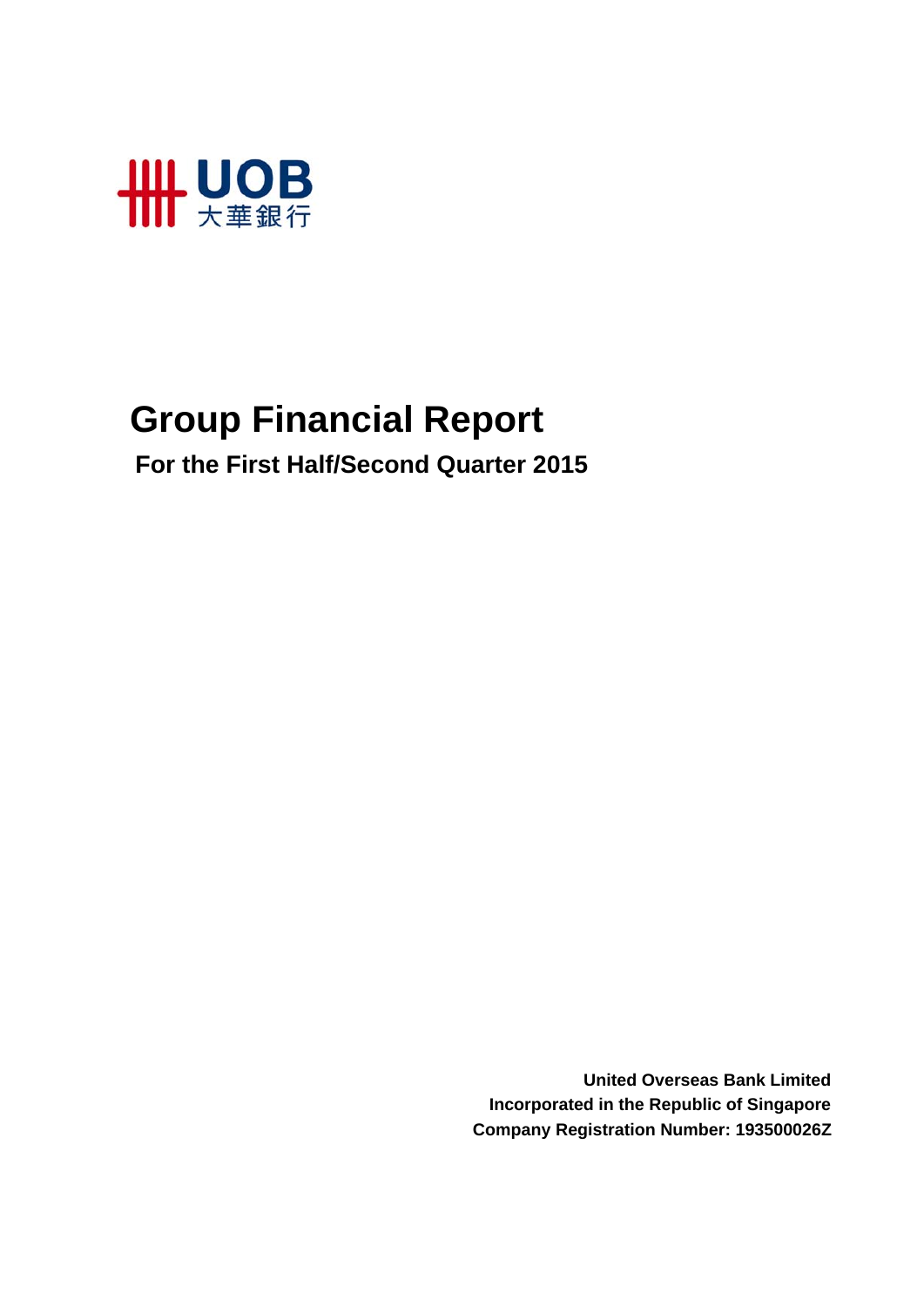# Group Financial Report

## For the First Half/Second Quarter 2015

**United Overseas Bank Limited**
**Incorporated in the Republic of Singapore**
**Company Registration Number: 193500026Z**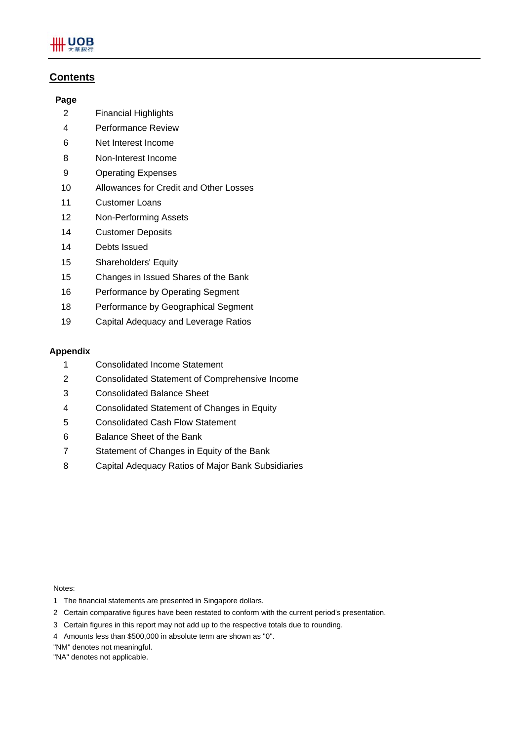## Contents

| Page | |
|---|---|
| 2 | Financial Highlights |
| 4 | Performance Review |
| 6 | Net Interest Income |
| 8 | Non-Interest Income |
| 9 | Operating Expenses |
| 10 | Allowances for Credit and Other Losses |
| 11 | Customer Loans |
| 12 | Non-Performing Assets |
| 14 | Customer Deposits |
| 14 | Debts Issued |
| 15 | Shareholders' Equity |
| 15 | Changes in Issued Shares of the Bank |
| 16 | Performance by Operating Segment |
| 18 | Performance by Geographical Segment |
| 19 | Capital Adequacy and Leverage Ratios |

**Appendix**

| | |
|---|---|
| 1 | Consolidated Income Statement |
| 2 | Consolidated Statement of Comprehensive Income |
| 3 | Consolidated Balance Sheet |
| 4 | Consolidated Statement of Changes in Equity |
| 5 | Consolidated Cash Flow Statement |
| 6 | Balance Sheet of the Bank |
| 7 | Statement of Changes in Equity of the Bank |
| 8 | Capital Adequacy Ratios of Major Bank Subsidiaries |

Notes:

1 The financial statements are presented in Singapore dollars.

2 Certain comparative figures have been restated to conform with the current period's presentation.

3 Certain figures in this report may not add up to the respective totals due to rounding.

4 Amounts less than $500,000 in absolute term are shown as "0".

"NM" denotes not meaningful.

"NA" denotes not applicable.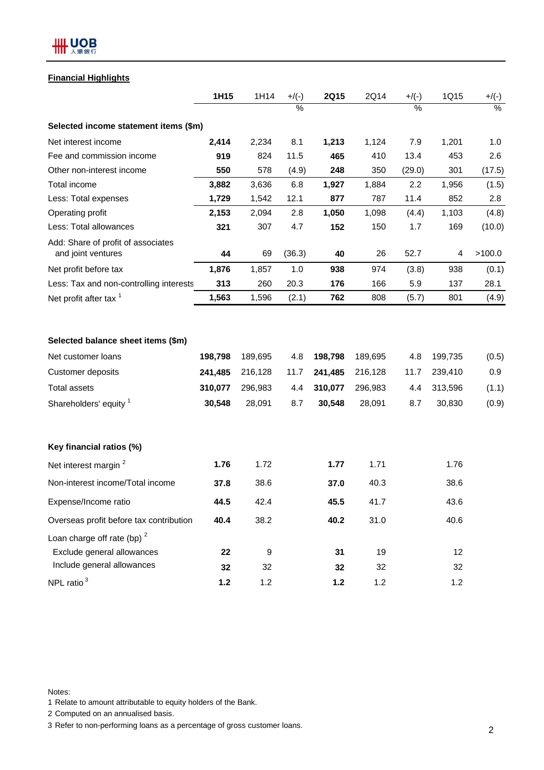## Financial Highlights

| | 1H15 | 1H14 | +/(-) | 2Q15 | 2Q14 | +/(-) | 1Q15 | +/(-) |
|---|---|---|---|---|---|---|---|---|
| | | | % | | | % | | % |
| **Selected income statement items ($m)** | | | | | | | | |
| Net interest income | **2,414** | 2,234 | 8.1 | **1,213** | 1,124 | 7.9 | 1,201 | 1.0 |
| Fee and commission income | **919** | 824 | 11.5 | **465** | 410 | 13.4 | 453 | 2.6 |
| Other non-interest income | **550** | 578 | (4.9) | **248** | 350 | (29.0) | 301 | (17.5) |
| Total income | **3,882** | 3,636 | 6.8 | **1,927** | 1,884 | 2.2 | 1,956 | (1.5) |
| Less: Total expenses | **1,729** | 1,542 | 12.1 | **877** | 787 | 11.4 | 852 | 2.8 |
| Operating profit | **2,153** | 2,094 | 2.8 | **1,050** | 1,098 | (4.4) | 1,103 | (4.8) |
| Less: Total allowances | **321** | 307 | 4.7 | **152** | 150 | 1.7 | 169 | (10.0) |
| Add: Share of profit of associates and joint ventures | **44** | 69 | (36.3) | **40** | 26 | 52.7 | 4 | >100.0 |
| Net profit before tax | **1,876** | 1,857 | 1.0 | **938** | 974 | (3.8) | 938 | (0.1) |
| Less: Tax and non-controlling interests | **313** | 260 | 20.3 | **176** | 166 | 5.9 | 137 | 28.1 |
| Net profit after tax [1] | **1,563** | 1,596 | (2.1) | **762** | 808 | (5.7) | 801 | (4.9) |
| **Selected balance sheet items ($m)** | | | | | | | | |
| Net customer loans | **198,798** | 189,695 | 4.8 | **198,798** | 189,695 | 4.8 | 199,735 | (0.5) |
| Customer deposits | **241,485** | 216,128 | 11.7 | **241,485** | 216,128 | 11.7 | 239,410 | 0.9 |
| Total assets | **310,077** | 296,983 | 4.4 | **310,077** | 296,983 | 4.4 | 313,596 | (1.1) |
| Shareholders' equity [1] | **30,548** | 28,091 | 8.7 | **30,548** | 28,091 | 8.7 | 30,830 | (0.9) |
| **Key financial ratios (%)** | | | | | | | | |
| Net interest margin [2] | **1.76** | 1.72 | | **1.77** | 1.71 | | 1.76 | |
| Non-interest income/Total income | **37.8** | 38.6 | | **37.0** | 40.3 | | 38.6 | |
| Expense/Income ratio | **44.5** | 42.4 | | **45.5** | 41.7 | | 43.6 | |
| Overseas profit before tax contribution | **40.4** | 38.2 | | **40.2** | 31.0 | | 40.6 | |
| Loan charge off rate (bp) [2] | | | | | | | | |
| Exclude general allowances | **22** | 9 | | **31** | 19 | | 12 | |
| Include general allowances | **32** | 32 | | **32** | 32 | | 32 | |
| NPL ratio [3] | **1.2** | 1.2 | | **1.2** | 1.2 | | 1.2 | |

Notes:

1 Relate to amount attributable to equity holders of the Bank.

2 Computed on an annualised basis.

3 Refer to non-performing loans as a percentage of gross customer loans.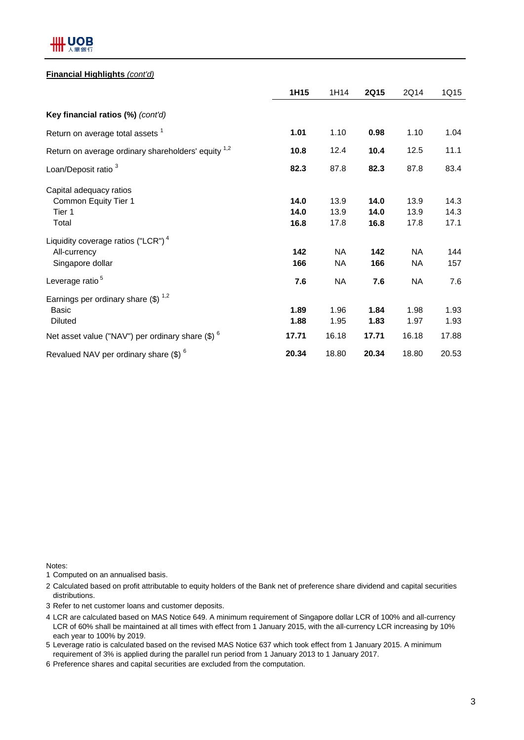**Financial Highlights** *(cont'd)*

| | **1H15** | 1H14 | **2Q15** | 2Q14 | 1Q15 |
|---|---|---|---|---|---|
| **Key financial ratios (%)** *(cont'd)* | | | | | |
| Return on average total assets [1] | **1.01** | 1.10 | **0.98** | 1.10 | 1.04 |
| Return on average ordinary shareholders' equity [1,2] | **10.8** | 12.4 | **10.4** | 12.5 | 11.1 |
| Loan/Deposit ratio [3] | **82.3** | 87.8 | **82.3** | 87.8 | 83.4 |
| Capital adequacy ratios | | | | | |
| Common Equity Tier 1 | **14.0** | 13.9 | **14.0** | 13.9 | 14.3 |
| Tier 1 | **14.0** | 13.9 | **14.0** | 13.9 | 14.3 |
| Total | **16.8** | 17.8 | **16.8** | 17.8 | 17.1 |
| Liquidity coverage ratios ("LCR") [4] | | | | | |
| All-currency | **142** | NA | **142** | NA | 144 |
| Singapore dollar | **166** | NA | **166** | NA | 157 |
| Leverage ratio [5] | **7.6** | NA | **7.6** | NA | 7.6 |
| Earnings per ordinary share ($) [1,2] | | | | | |
| Basic | **1.89** | 1.96 | **1.84** | 1.98 | 1.93 |
| Diluted | **1.88** | 1.95 | **1.83** | 1.97 | 1.93 |
| Net asset value ("NAV") per ordinary share ($) [6] | **17.71** | 16.18 | **17.71** | 16.18 | 17.88 |
| Revalued NAV per ordinary share ($) [6] | **20.34** | 18.80 | **20.34** | 18.80 | 20.53 |

Notes:

1. Computed on an annualised basis.
2. Calculated based on profit attributable to equity holders of the Bank net of preference share dividend and capital securities distributions.
3. Refer to net customer loans and customer deposits.
4. LCR are calculated based on MAS Notice 649. A minimum requirement of Singapore dollar LCR of 100% and all-currency LCR of 60% shall be maintained at all times with effect from 1 January 2015, with the all-currency LCR increasing by 10% each year to 100% by 2019.
5. Leverage ratio is calculated based on the revised MAS Notice 637 which took effect from 1 January 2015. A minimum requirement of 3% is applied during the parallel run period from 1 January 2013 to 1 January 2017.
6. Preference shares and capital securities are excluded from the computation.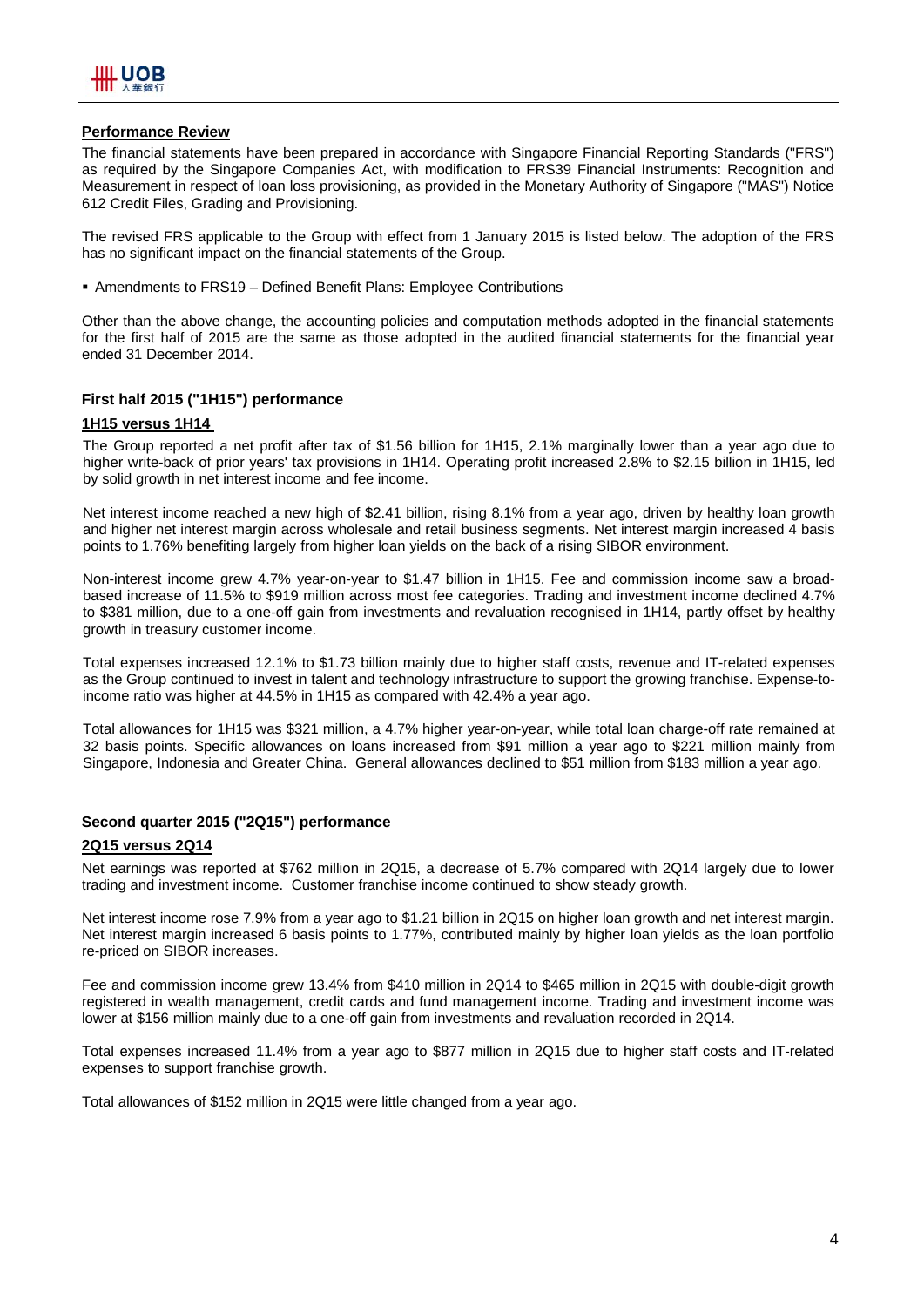## Performance Review

The financial statements have been prepared in accordance with Singapore Financial Reporting Standards ("FRS") as required by the Singapore Companies Act, with modification to FRS39 Financial Instruments: Recognition and Measurement in respect of loan loss provisioning, as provided in the Monetary Authority of Singapore ("MAS") Notice 612 Credit Files, Grading and Provisioning.

The revised FRS applicable to the Group with effect from 1 January 2015 is listed below. The adoption of the FRS has no significant impact on the financial statements of the Group.

- Amendments to FRS19 – Defined Benefit Plans: Employee Contributions

Other than the above change, the accounting policies and computation methods adopted in the financial statements for the first half of 2015 are the same as those adopted in the audited financial statements for the financial year ended 31 December 2014.

### First half 2015 ("1H15") performance

**1H15 versus 1H14**

The Group reported a net profit after tax of $1.56 billion for 1H15, 2.1% marginally lower than a year ago due to higher write-back of prior years' tax provisions in 1H14. Operating profit increased 2.8% to $2.15 billion in 1H15, led by solid growth in net interest income and fee income.

Net interest income reached a new high of $2.41 billion, rising 8.1% from a year ago, driven by healthy loan growth and higher net interest margin across wholesale and retail business segments. Net interest margin increased 4 basis points to 1.76% benefiting largely from higher loan yields on the back of a rising SIBOR environment.

Non-interest income grew 4.7% year-on-year to $1.47 billion in 1H15. Fee and commission income saw a broad-based increase of 11.5% to $919 million across most fee categories. Trading and investment income declined 4.7% to $381 million, due to a one-off gain from investments and revaluation recognised in 1H14, partly offset by healthy growth in treasury customer income.

Total expenses increased 12.1% to $1.73 billion mainly due to higher staff costs, revenue and IT-related expenses as the Group continued to invest in talent and technology infrastructure to support the growing franchise. Expense-to-income ratio was higher at 44.5% in 1H15 as compared with 42.4% a year ago.

Total allowances for 1H15 was $321 million, a 4.7% higher year-on-year, while total loan charge-off rate remained at 32 basis points. Specific allowances on loans increased from $91 million a year ago to $221 million mainly from Singapore, Indonesia and Greater China. General allowances declined to $51 million from $183 million a year ago.

### Second quarter 2015 ("2Q15") performance

**2Q15 versus 2Q14**

Net earnings was reported at $762 million in 2Q15, a decrease of 5.7% compared with 2Q14 largely due to lower trading and investment income. Customer franchise income continued to show steady growth.

Net interest income rose 7.9% from a year ago to $1.21 billion in 2Q15 on higher loan growth and net interest margin. Net interest margin increased 6 basis points to 1.77%, contributed mainly by higher loan yields as the loan portfolio re-priced on SIBOR increases.

Fee and commission income grew 13.4% from $410 million in 2Q14 to $465 million in 2Q15 with double-digit growth registered in wealth management, credit cards and fund management income. Trading and investment income was lower at $156 million mainly due to a one-off gain from investments and revaluation recorded in 2Q14.

Total expenses increased 11.4% from a year ago to $877 million in 2Q15 due to higher staff costs and IT-related expenses to support franchise growth.

Total allowances of $152 million in 2Q15 were little changed from a year ago.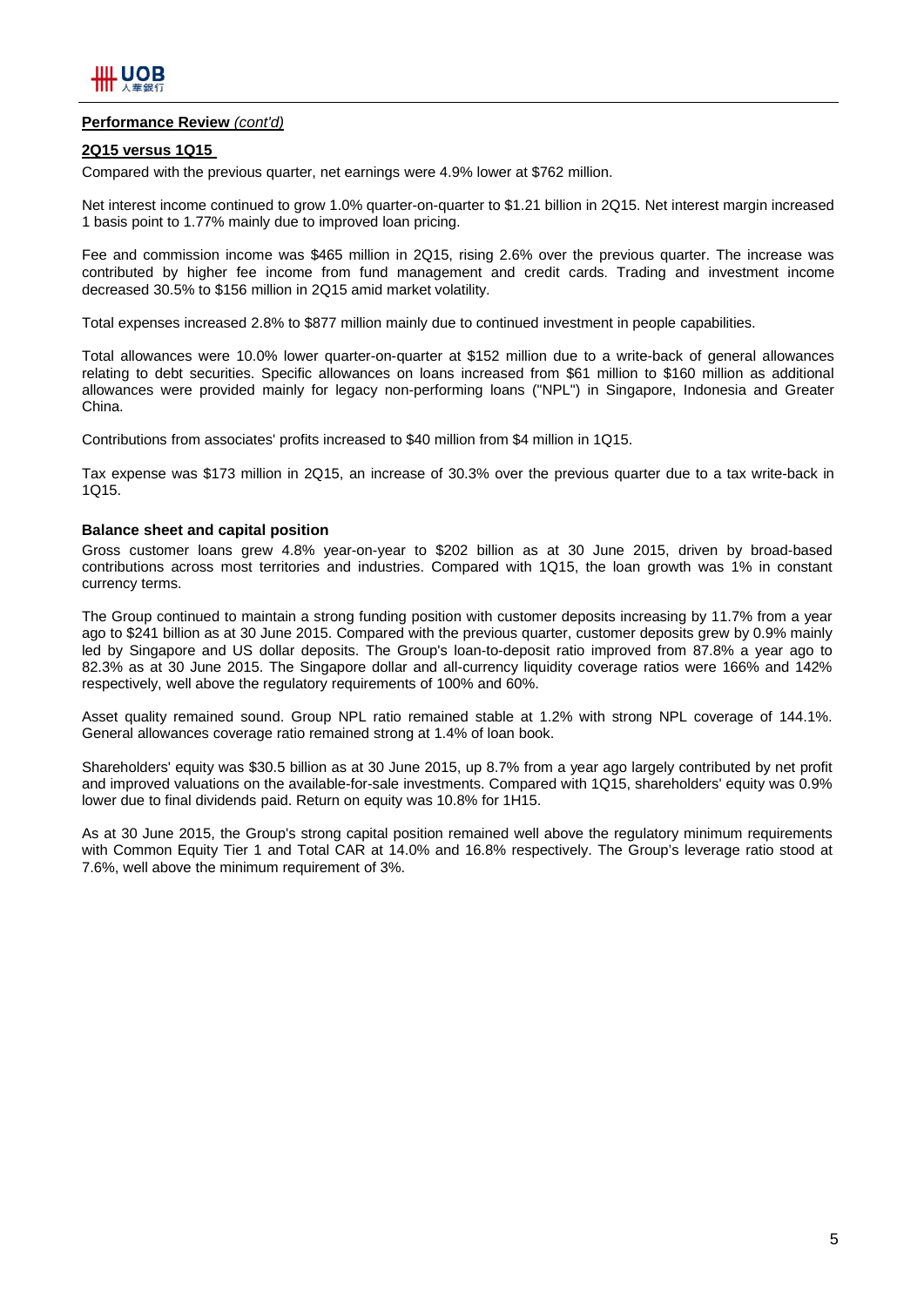**Performance Review** *(cont'd)*

**2Q15 versus 1Q15**

Compared with the previous quarter, net earnings were 4.9% lower at $762 million.

Net interest income continued to grow 1.0% quarter-on-quarter to $1.21 billion in 2Q15. Net interest margin increased 1 basis point to 1.77% mainly due to improved loan pricing.

Fee and commission income was $465 million in 2Q15, rising 2.6% over the previous quarter. The increase was contributed by higher fee income from fund management and credit cards. Trading and investment income decreased 30.5% to $156 million in 2Q15 amid market volatility.

Total expenses increased 2.8% to $877 million mainly due to continued investment in people capabilities.

Total allowances were 10.0% lower quarter-on-quarter at $152 million due to a write-back of general allowances relating to debt securities. Specific allowances on loans increased from $61 million to $160 million as additional allowances were provided mainly for legacy non-performing loans ("NPL") in Singapore, Indonesia and Greater China.

Contributions from associates' profits increased to $40 million from $4 million in 1Q15.

Tax expense was $173 million in 2Q15, an increase of 30.3% over the previous quarter due to a tax write-back in 1Q15.

**Balance sheet and capital position**

Gross customer loans grew 4.8% year-on-year to $202 billion as at 30 June 2015, driven by broad-based contributions across most territories and industries. Compared with 1Q15, the loan growth was 1% in constant currency terms.

The Group continued to maintain a strong funding position with customer deposits increasing by 11.7% from a year ago to $241 billion as at 30 June 2015. Compared with the previous quarter, customer deposits grew by 0.9% mainly led by Singapore and US dollar deposits. The Group's loan-to-deposit ratio improved from 87.8% a year ago to 82.3% as at 30 June 2015. The Singapore dollar and all-currency liquidity coverage ratios were 166% and 142% respectively, well above the regulatory requirements of 100% and 60%.

Asset quality remained sound. Group NPL ratio remained stable at 1.2% with strong NPL coverage of 144.1%. General allowances coverage ratio remained strong at 1.4% of loan book.

Shareholders' equity was $30.5 billion as at 30 June 2015, up 8.7% from a year ago largely contributed by net profit and improved valuations on the available-for-sale investments. Compared with 1Q15, shareholders' equity was 0.9% lower due to final dividends paid. Return on equity was 10.8% for 1H15.

As at 30 June 2015, the Group's strong capital position remained well above the regulatory minimum requirements with Common Equity Tier 1 and Total CAR at 14.0% and 16.8% respectively. The Group's leverage ratio stood at 7.6%, well above the minimum requirement of 3%.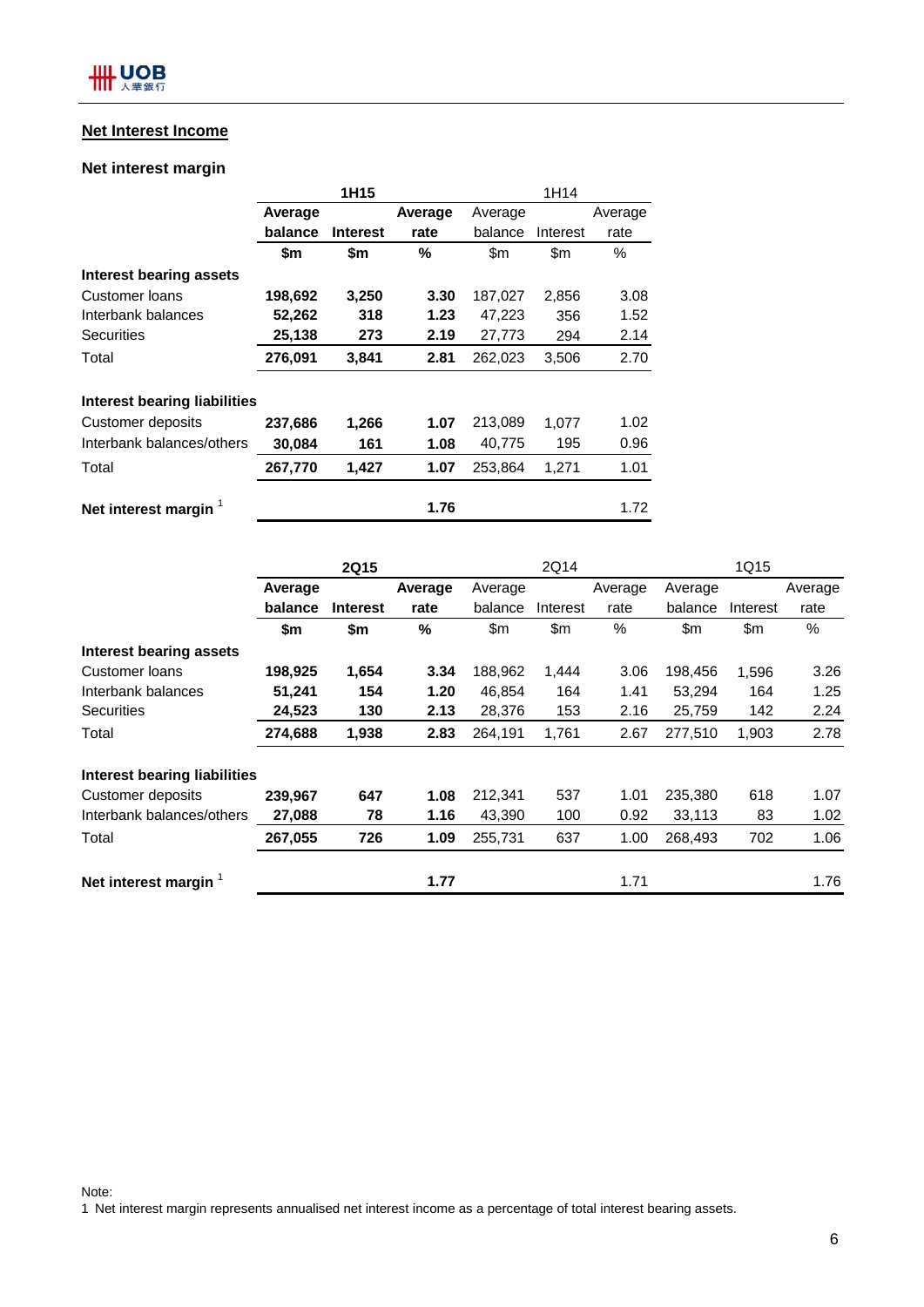## Net Interest Income

### Net interest margin

| | 1H15 | | | 1H14 | | |
|---|---|---|---|---|---|---|
| | **Average balance** | **Interest** | **Average rate** | Average balance | Interest | Average rate |
| | **$m** | **$m** | **%** | $m | $m | % |
| **Interest bearing assets** | | | | | | |
| Customer loans | **198,692** | **3,250** | **3.30** | 187,027 | 2,856 | 3.08 |
| Interbank balances | **52,262** | **318** | **1.23** | 47,223 | 356 | 1.52 |
| Securities | **25,138** | **273** | **2.19** | 27,773 | 294 | 2.14 |
| Total | **276,091** | **3,841** | **2.81** | 262,023 | 3,506 | 2.70 |
| | | | | | | |
| **Interest bearing liabilities** | | | | | | |
| Customer deposits | **237,686** | **1,266** | **1.07** | 213,089 | 1,077 | 1.02 |
| Interbank balances/others | **30,084** | **161** | **1.08** | 40,775 | 195 | 0.96 |
| Total | **267,770** | **1,427** | **1.07** | 253,864 | 1,271 | 1.01 |
| | | | | | | |
| **Net interest margin** [1] | | | **1.76** | | | 1.72 |

| | 2Q15 | | | 2Q14 | | | 1Q15 | | |
|---|---|---|---|---|---|---|---|---|---|
| | **Average balance** | **Interest** | **Average rate** | Average balance | Interest | Average rate | Average balance | Interest | Average rate |
| | **$m** | **$m** | **%** | $m | $m | % | $m | $m | % |
| **Interest bearing assets** | | | | | | | | | |
| Customer loans | **198,925** | **1,654** | **3.34** | 188,962 | 1,444 | 3.06 | 198,456 | 1,596 | 3.26 |
| Interbank balances | **51,241** | **154** | **1.20** | 46,854 | 164 | 1.41 | 53,294 | 164 | 1.25 |
| Securities | **24,523** | **130** | **2.13** | 28,376 | 153 | 2.16 | 25,759 | 142 | 2.24 |
| Total | **274,688** | **1,938** | **2.83** | 264,191 | 1,761 | 2.67 | 277,510 | 1,903 | 2.78 |
| | | | | | | | | | |
| **Interest bearing liabilities** | | | | | | | | | |
| Customer deposits | **239,967** | **647** | **1.08** | 212,341 | 537 | 1.01 | 235,380 | 618 | 1.07 |
| Interbank balances/others | **27,088** | **78** | **1.16** | 43,390 | 100 | 0.92 | 33,113 | 83 | 1.02 |
| Total | **267,055** | **726** | **1.09** | 255,731 | 637 | 1.00 | 268,493 | 702 | 1.06 |
| | | | | | | | | | |
| **Net interest margin** [1] | | | **1.77** | | | 1.71 | | | 1.76 |

Note:
1 Net interest margin represents annualised net interest income as a percentage of total interest bearing assets.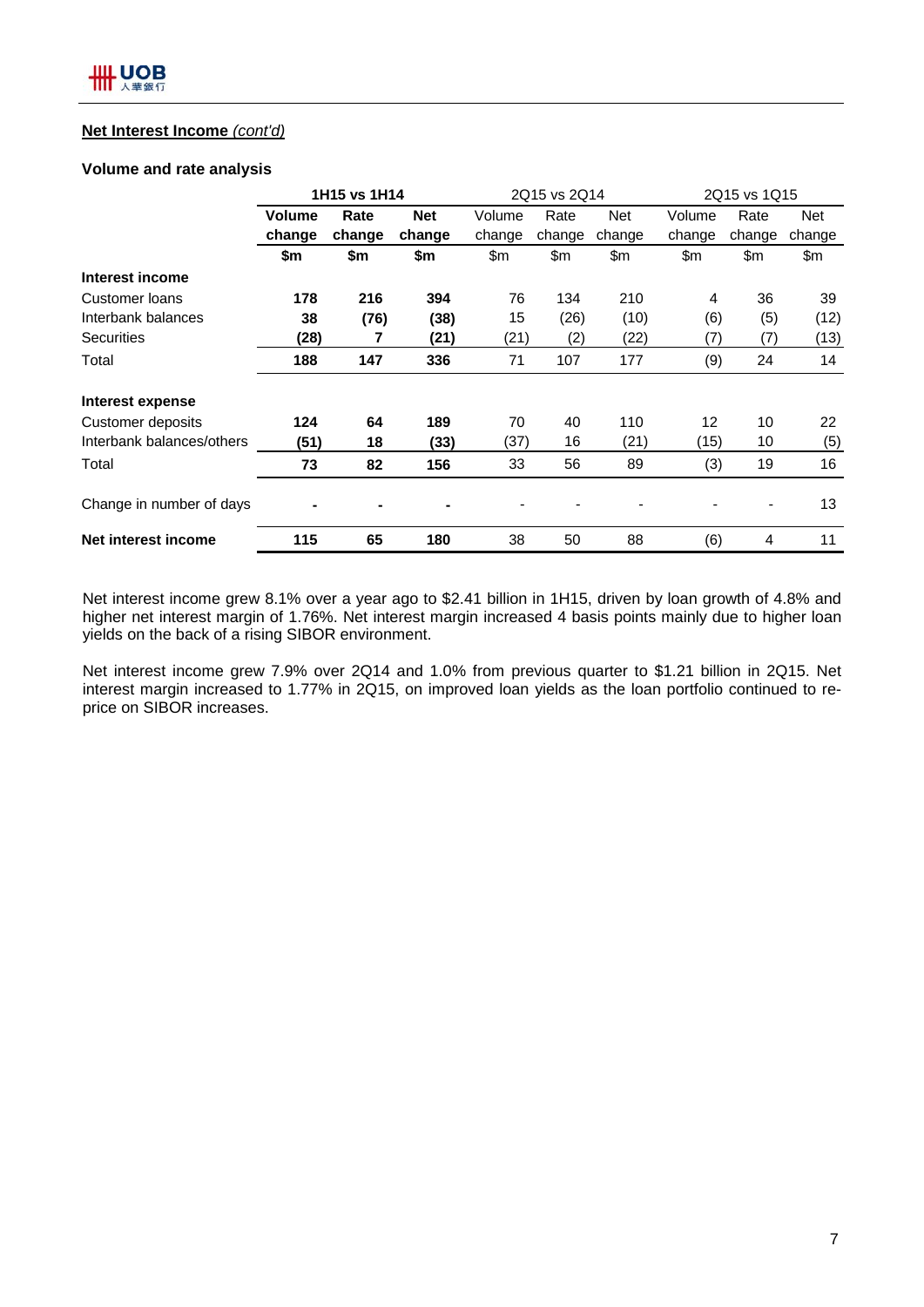**Net Interest Income** *(cont'd)*

### Volume and rate analysis

| | 1H15 vs 1H14 | | | 2Q15 vs 2Q14 | | | 2Q15 vs 1Q15 | | |
|---|---|---|---|---|---|---|---|---|---|
| | **Volume change** | **Rate change** | **Net change** | Volume change | Rate change | Net change | Volume change | Rate change | Net change |
| | **$m** | **$m** | **$m** | $m | $m | $m | $m | $m | $m |
| **Interest income** | | | | | | | | | |
| Customer loans | **178** | **216** | **394** | 76 | 134 | 210 | 4 | 36 | 39 |
| Interbank balances | **38** | **(76)** | **(38)** | 15 | (26) | (10) | (6) | (5) | (12) |
| Securities | **(28)** | **7** | **(21)** | (21) | (2) | (22) | (7) | (7) | (13) |
| Total | **188** | **147** | **336** | 71 | 107 | 177 | (9) | 24 | 14 |
| **Interest expense** | | | | | | | | | |
| Customer deposits | **124** | **64** | **189** | 70 | 40 | 110 | 12 | 10 | 22 |
| Interbank balances/others | **(51)** | **18** | **(33)** | (37) | 16 | (21) | (15) | 10 | (5) |
| Total | **73** | **82** | **156** | 33 | 56 | 89 | (3) | 19 | 16 |
| Change in number of days | **-** | **-** | **-** | - | - | - | - | - | 13 |
| **Net interest income** | **115** | **65** | **180** | 38 | 50 | 88 | (6) | 4 | 11 |

Net interest income grew 8.1% over a year ago to $2.41 billion in 1H15, driven by loan growth of 4.8% and higher net interest margin of 1.76%. Net interest margin increased 4 basis points mainly due to higher loan yields on the back of a rising SIBOR environment.

Net interest income grew 7.9% over 2Q14 and 1.0% from previous quarter to $1.21 billion in 2Q15. Net interest margin increased to 1.77% in 2Q15, on improved loan yields as the loan portfolio continued to re-price on SIBOR increases.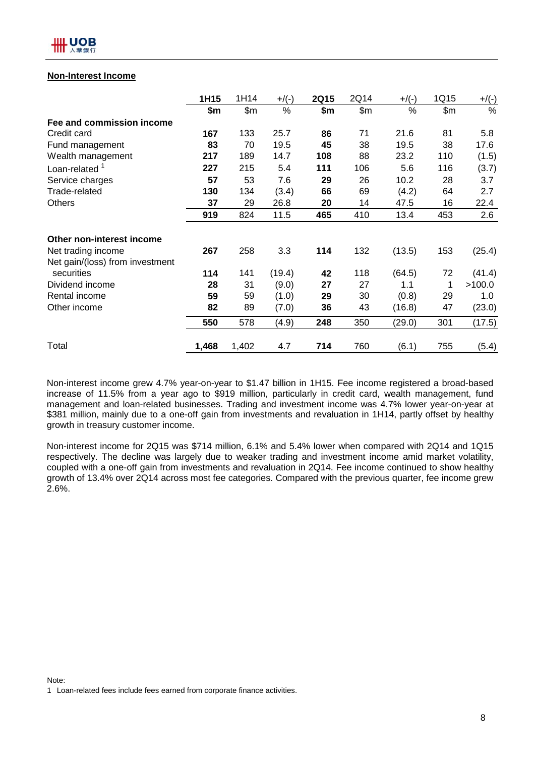## Non-Interest Income

| | 1H15 | 1H14 | +/(-) | 2Q15 | 2Q14 | +/(-) | 1Q15 | +/(-) |
|---|---|---|---|---|---|---|---|---|
| | **$m** | $m | % | **$m** | $m | % | $m | % |
| **Fee and commission income** | | | | | | | | |
| Credit card | **167** | 133 | 25.7 | **86** | 71 | 21.6 | 81 | 5.8 |
| Fund management | **83** | 70 | 19.5 | **45** | 38 | 19.5 | 38 | 17.6 |
| Wealth management | **217** | 189 | 14.7 | **108** | 88 | 23.2 | 110 | (1.5) |
| Loan-related [1] | **227** | 215 | 5.4 | **111** | 106 | 5.6 | 116 | (3.7) |
| Service charges | **57** | 53 | 7.6 | **29** | 26 | 10.2 | 28 | 3.7 |
| Trade-related | **130** | 134 | (3.4) | **66** | 69 | (4.2) | 64 | 2.7 |
| Others | **37** | 29 | 26.8 | **20** | 14 | 47.5 | 16 | 22.4 |
| | **919** | 824 | 11.5 | **465** | 410 | 13.4 | 453 | 2.6 |
| **Other non-interest income** | | | | | | | | |
| Net trading income | **267** | 258 | 3.3 | **114** | 132 | (13.5) | 153 | (25.4) |
| Net gain/(loss) from investment securities | **114** | 141 | (19.4) | **42** | 118 | (64.5) | 72 | (41.4) |
| Dividend income | **28** | 31 | (9.0) | **27** | 27 | 1.1 | 1 | >100.0 |
| Rental income | **59** | 59 | (1.0) | **29** | 30 | (0.8) | 29 | 1.0 |
| Other income | **82** | 89 | (7.0) | **36** | 43 | (16.8) | 47 | (23.0) |
| | **550** | 578 | (4.9) | **248** | 350 | (29.0) | 301 | (17.5) |
| Total | **1,468** | 1,402 | 4.7 | **714** | 760 | (6.1) | 755 | (5.4) |

Non-interest income grew 4.7% year-on-year to $1.47 billion in 1H15. Fee income registered a broad-based increase of 11.5% from a year ago to $919 million, particularly in credit card, wealth management, fund management and loan-related businesses. Trading and investment income was 4.7% lower year-on-year at $381 million, mainly due to a one-off gain from investments and revaluation in 1H14, partly offset by healthy growth in treasury customer income.

Non-interest income for 2Q15 was $714 million, 6.1% and 5.4% lower when compared with 2Q14 and 1Q15 respectively. The decline was largely due to weaker trading and investment income amid market volatility, coupled with a one-off gain from investments and revaluation in 2Q14. Fee income continued to show healthy growth of 13.4% over 2Q14 across most fee categories. Compared with the previous quarter, fee income grew 2.6%.

Note:

1 Loan-related fees include fees earned from corporate finance activities.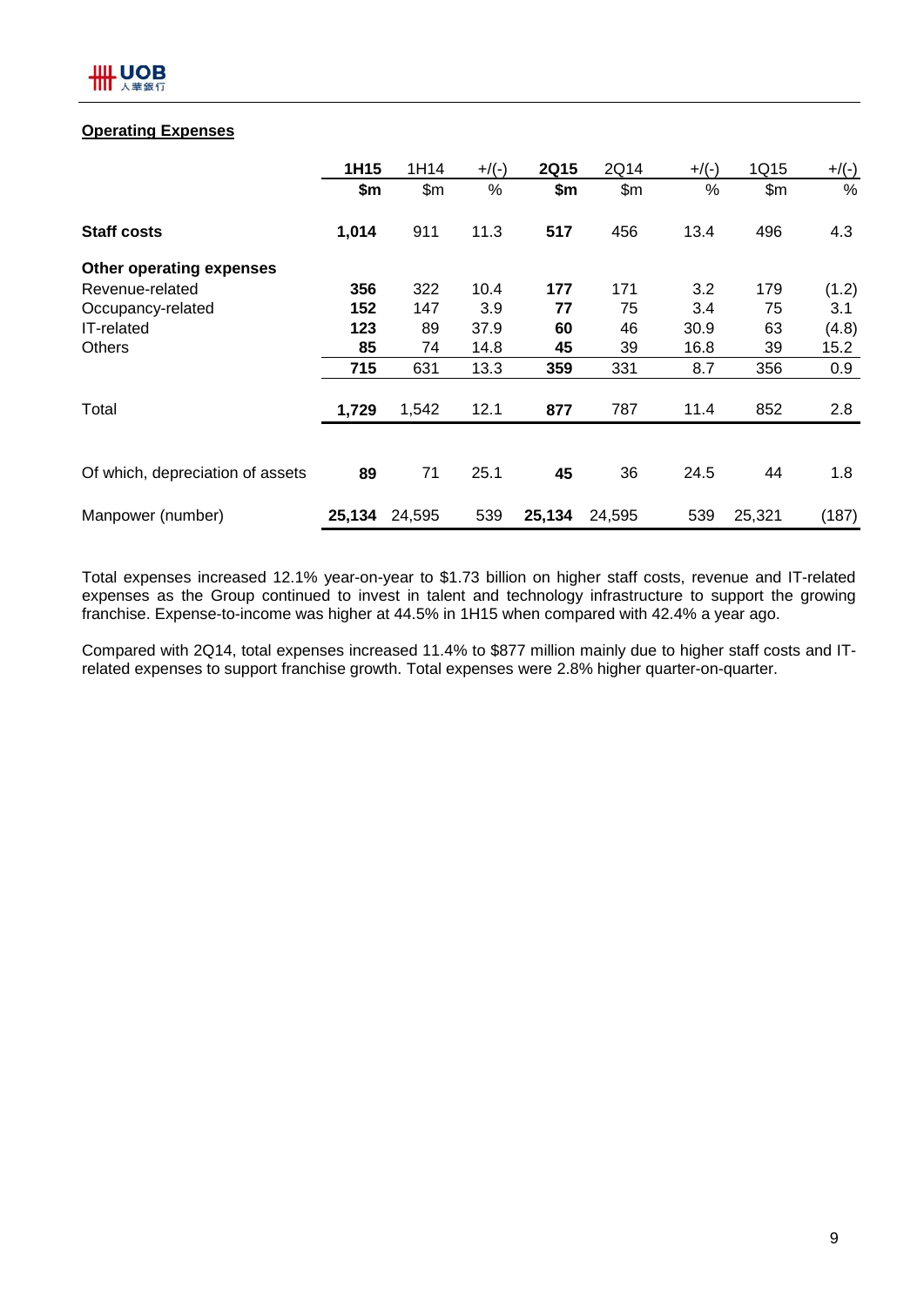## Operating Expenses

| | 1H15 | 1H14 | +/(-) | 2Q15 | 2Q14 | +/(-) | 1Q15 | +/(-) |
|---|---|---|---|---|---|---|---|---|
| | **$m** | $m | % | **$m** | $m | % | $m | % |
| **Staff costs** | **1,014** | 911 | 11.3 | **517** | 456 | 13.4 | 496 | 4.3 |
| **Other operating expenses** | | | | | | | | |
| Revenue-related | **356** | 322 | 10.4 | **177** | 171 | 3.2 | 179 | (1.2) |
| Occupancy-related | **152** | 147 | 3.9 | **77** | 75 | 3.4 | 75 | 3.1 |
| IT-related | **123** | 89 | 37.9 | **60** | 46 | 30.9 | 63 | (4.8) |
| Others | **85** | 74 | 14.8 | **45** | 39 | 16.8 | 39 | 15.2 |
| | **715** | 631 | 13.3 | **359** | 331 | 8.7 | 356 | 0.9 |
| Total | **1,729** | 1,542 | 12.1 | **877** | 787 | 11.4 | 852 | 2.8 |
| Of which, depreciation of assets | **89** | 71 | 25.1 | **45** | 36 | 24.5 | 44 | 1.8 |
| Manpower (number) | **25,134** | 24,595 | 539 | **25,134** | 24,595 | 539 | 25,321 | (187) |

Total expenses increased 12.1% year-on-year to $1.73 billion on higher staff costs, revenue and IT-related expenses as the Group continued to invest in talent and technology infrastructure to support the growing franchise. Expense-to-income was higher at 44.5% in 1H15 when compared with 42.4% a year ago.

Compared with 2Q14, total expenses increased 11.4% to $877 million mainly due to higher staff costs and IT-related expenses to support franchise growth. Total expenses were 2.8% higher quarter-on-quarter.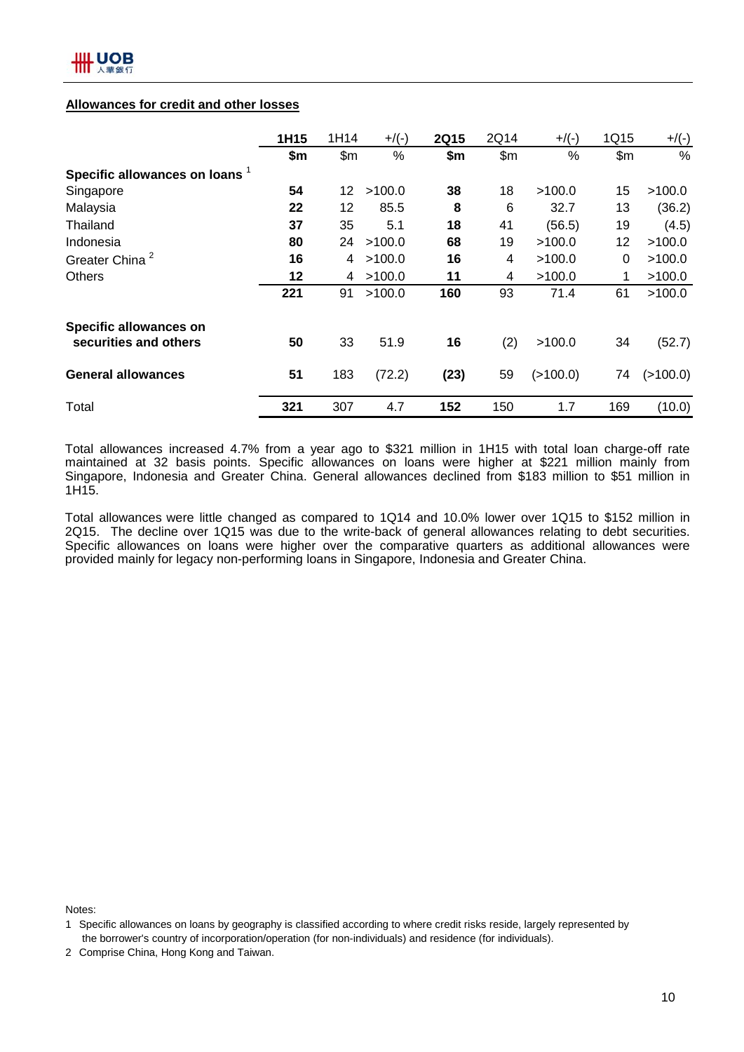**Allowances for credit and other losses**

| | 1H15 | 1H14 | +/(-) | 2Q15 | 2Q14 | +/(-) | 1Q15 | +/(-) |
|---|---|---|---|---|---|---|---|---|
| | **$m** | $m | % | **$m** | $m | % | $m | % |
| **Specific allowances on loans** [1] | | | | | | | | |
| Singapore | **54** | 12 | >100.0 | **38** | 18 | >100.0 | 15 | >100.0 |
| Malaysia | **22** | 12 | 85.5 | **8** | 6 | 32.7 | 13 | (36.2) |
| Thailand | **37** | 35 | 5.1 | **18** | 41 | (56.5) | 19 | (4.5) |
| Indonesia | **80** | 24 | >100.0 | **68** | 19 | >100.0 | 12 | >100.0 |
| Greater China [2] | **16** | 4 | >100.0 | **16** | 4 | >100.0 | 0 | >100.0 |
| Others | **12** | 4 | >100.0 | **11** | 4 | >100.0 | 1 | >100.0 |
| | **221** | 91 | >100.0 | **160** | 93 | 71.4 | 61 | >100.0 |
| **Specific allowances on securities and others** | **50** | 33 | 51.9 | **16** | (2) | >100.0 | 34 | (52.7) |
| **General allowances** | **51** | 183 | (72.2) | **(23)** | 59 | (>100.0) | 74 | (>100.0) |
| Total | **321** | 307 | 4.7 | **152** | 150 | 1.7 | 169 | (10.0) |

Total allowances increased 4.7% from a year ago to $321 million in 1H15 with total loan charge-off rate maintained at 32 basis points. Specific allowances on loans were higher at $221 million mainly from Singapore, Indonesia and Greater China. General allowances declined from $183 million to $51 million in 1H15.

Total allowances were little changed as compared to 1Q14 and 10.0% lower over 1Q15 to $152 million in 2Q15. The decline over 1Q15 was due to the write-back of general allowances relating to debt securities. Specific allowances on loans were higher over the comparative quarters as additional allowances were provided mainly for legacy non-performing loans in Singapore, Indonesia and Greater China.

Notes:

1 Specific allowances on loans by geography is classified according to where credit risks reside, largely represented by the borrower's country of incorporation/operation (for non-individuals) and residence (for individuals).

2 Comprise China, Hong Kong and Taiwan.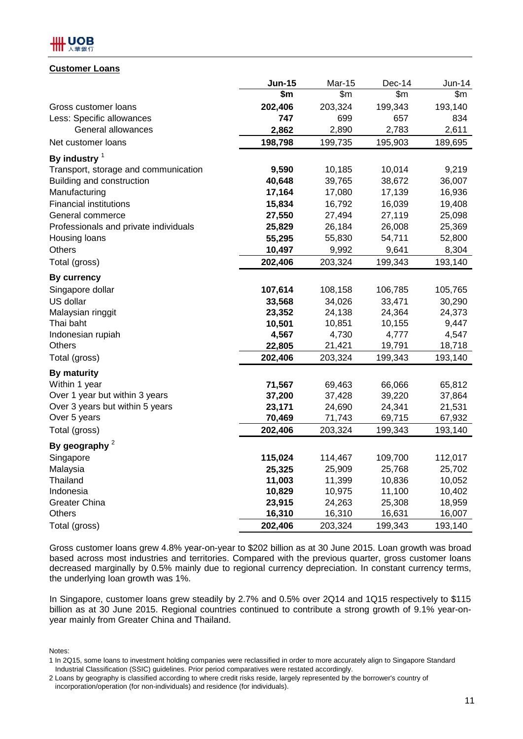**Customer Loans**

| | **Jun-15** | Mar-15 | Dec-14 | Jun-14 |
|---|---|---|---|---|
| | **$m** | $m | $m | $m |
| Gross customer loans | **202,406** | 203,324 | 199,343 | 193,140 |
| Less: Specific allowances | **747** | 699 | 657 | 834 |
| General allowances | **2,862** | 2,890 | 2,783 | 2,611 |
| Net customer loans | **198,798** | 199,735 | 195,903 | 189,695 |
| **By industry** [1] | | | | |
| Transport, storage and communication | **9,590** | 10,185 | 10,014 | 9,219 |
| Building and construction | **40,648** | 39,765 | 38,672 | 36,007 |
| Manufacturing | **17,164** | 17,080 | 17,139 | 16,936 |
| Financial institutions | **15,834** | 16,792 | 16,039 | 19,408 |
| General commerce | **27,550** | 27,494 | 27,119 | 25,098 |
| Professionals and private individuals | **25,829** | 26,184 | 26,008 | 25,369 |
| Housing loans | **55,295** | 55,830 | 54,711 | 52,800 |
| Others | **10,497** | 9,992 | 9,641 | 8,304 |
| Total (gross) | **202,406** | 203,324 | 199,343 | 193,140 |
| **By currency** | | | | |
| Singapore dollar | **107,614** | 108,158 | 106,785 | 105,765 |
| US dollar | **33,568** | 34,026 | 33,471 | 30,290 |
| Malaysian ringgit | **23,352** | 24,138 | 24,364 | 24,373 |
| Thai baht | **10,501** | 10,851 | 10,155 | 9,447 |
| Indonesian rupiah | **4,567** | 4,730 | 4,777 | 4,547 |
| Others | **22,805** | 21,421 | 19,791 | 18,718 |
| Total (gross) | **202,406** | 203,324 | 199,343 | 193,140 |
| **By maturity** | | | | |
| Within 1 year | **71,567** | 69,463 | 66,066 | 65,812 |
| Over 1 year but within 3 years | **37,200** | 37,428 | 39,220 | 37,864 |
| Over 3 years but within 5 years | **23,171** | 24,690 | 24,341 | 21,531 |
| Over 5 years | **70,469** | 71,743 | 69,715 | 67,932 |
| Total (gross) | **202,406** | 203,324 | 199,343 | 193,140 |
| **By geography** [2] | | | | |
| Singapore | **115,024** | 114,467 | 109,700 | 112,017 |
| Malaysia | **25,325** | 25,909 | 25,768 | 25,702 |
| Thailand | **11,003** | 11,399 | 10,836 | 10,052 |
| Indonesia | **10,829** | 10,975 | 11,100 | 10,402 |
| Greater China | **23,915** | 24,263 | 25,308 | 18,959 |
| Others | **16,310** | 16,310 | 16,631 | 16,007 |
| Total (gross) | **202,406** | 203,324 | 199,343 | 193,140 |

Gross customer loans grew 4.8% year-on-year to $202 billion as at 30 June 2015. Loan growth was broad based across most industries and territories. Compared with the previous quarter, gross customer loans decreased marginally by 0.5% mainly due to regional currency depreciation. In constant currency terms, the underlying loan growth was 1%.

In Singapore, customer loans grew steadily by 2.7% and 0.5% over 2Q14 and 1Q15 respectively to $115 billion as at 30 June 2015. Regional countries continued to contribute a strong growth of 9.1% year-on-year mainly from Greater China and Thailand.

Notes:

1 In 2Q15, some loans to investment holding companies were reclassified in order to more accurately align to Singapore Standard Industrial Classification (SSIC) guidelines. Prior period comparatives were restated accordingly.

2 Loans by geography is classified according to where credit risks reside, largely represented by the borrower's country of incorporation/operation (for non-individuals) and residence (for individuals).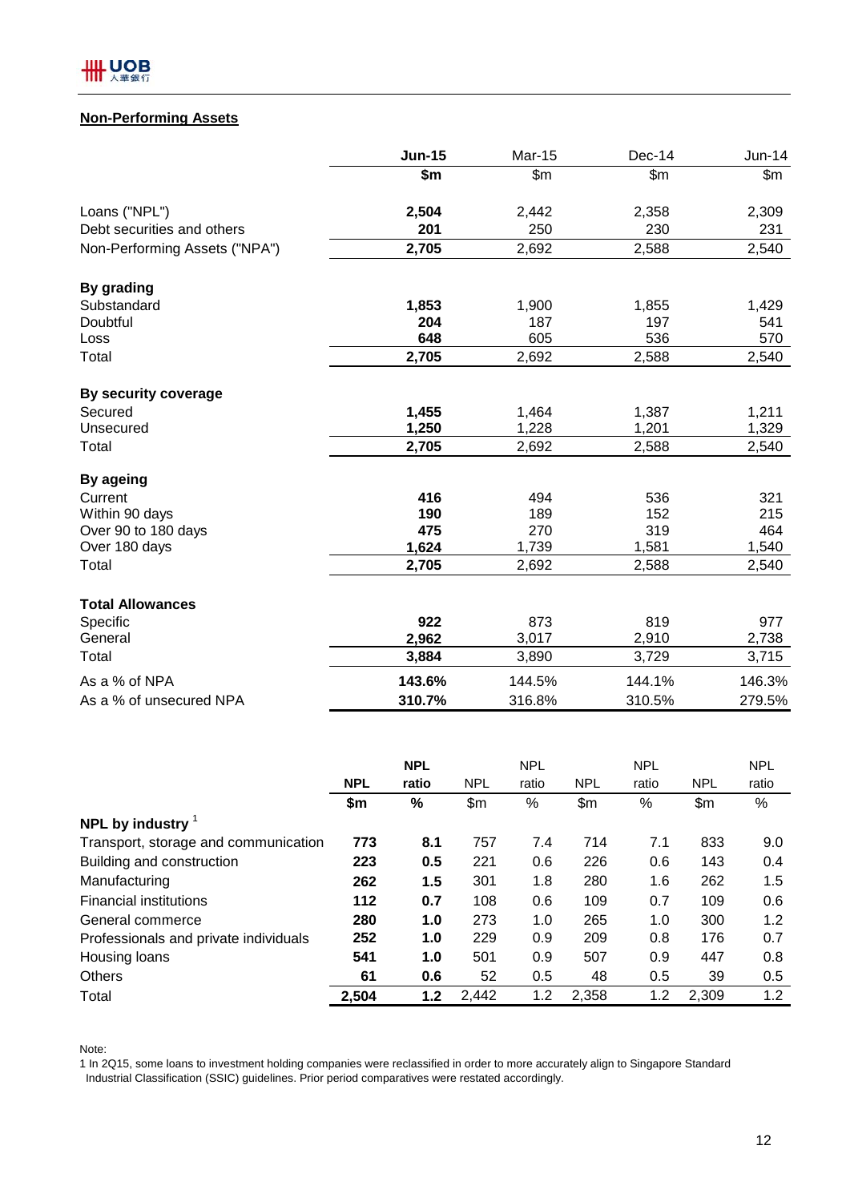## Non-Performing Assets

| | Jun-15 | Mar-15 | Dec-14 | Jun-14 |
|---|---|---|---|---|
| | $m | $m | $m | $m |
| Loans ("NPL") | **2,504** | 2,442 | 2,358 | 2,309 |
| Debt securities and others | **201** | 250 | 230 | 231 |
| Non-Performing Assets ("NPA") | **2,705** | 2,692 | 2,588 | 2,540 |
| **By grading** | | | | |
| Substandard | **1,853** | 1,900 | 1,855 | 1,429 |
| Doubtful | **204** | 187 | 197 | 541 |
| Loss | **648** | 605 | 536 | 570 |
| Total | **2,705** | 2,692 | 2,588 | 2,540 |
| **By security coverage** | | | | |
| Secured | **1,455** | 1,464 | 1,387 | 1,211 |
| Unsecured | **1,250** | 1,228 | 1,201 | 1,329 |
| Total | **2,705** | 2,692 | 2,588 | 2,540 |
| **By ageing** | | | | |
| Current | **416** | 494 | 536 | 321 |
| Within 90 days | **190** | 189 | 152 | 215 |
| Over 90 to 180 days | **475** | 270 | 319 | 464 |
| Over 180 days | **1,624** | 1,739 | 1,581 | 1,540 |
| Total | **2,705** | 2,692 | 2,588 | 2,540 |
| **Total Allowances** | | | | |
| Specific | **922** | 873 | 819 | 977 |
| General | **2,962** | 3,017 | 2,910 | 2,738 |
| Total | **3,884** | 3,890 | 3,729 | 3,715 |
| As a % of NPA | **143.6%** | 144.5% | 144.1% | 146.3% |
| As a % of unsecured NPA | **310.7%** | 316.8% | 310.5% | 279.5% |

| | NPL | NPL ratio | NPL | NPL ratio | NPL | NPL ratio | NPL | NPL ratio |
|---|---|---|---|---|---|---|---|---|
| | $m | % | $m | % | $m | % | $m | % |
| **NPL by industry** [1] | | | | | | | | |
| Transport, storage and communication | **773** | **8.1** | 757 | 7.4 | 714 | 7.1 | 833 | 9.0 |
| Building and construction | **223** | **0.5** | 221 | 0.6 | 226 | 0.6 | 143 | 0.4 |
| Manufacturing | **262** | **1.5** | 301 | 1.8 | 280 | 1.6 | 262 | 1.5 |
| Financial institutions | **112** | **0.7** | 108 | 0.6 | 109 | 0.7 | 109 | 0.6 |
| General commerce | **280** | **1.0** | 273 | 1.0 | 265 | 1.0 | 300 | 1.2 |
| Professionals and private individuals | **252** | **1.0** | 229 | 0.9 | 209 | 0.8 | 176 | 0.7 |
| Housing loans | **541** | **1.0** | 501 | 0.9 | 507 | 0.9 | 447 | 0.8 |
| Others | **61** | **0.6** | 52 | 0.5 | 48 | 0.5 | 39 | 0.5 |
| Total | **2,504** | **1.2** | 2,442 | 1.2 | 2,358 | 1.2 | 2,309 | 1.2 |

Note:
1 In 2Q15, some loans to investment holding companies were reclassified in order to more accurately align to Singapore Standard Industrial Classification (SSIC) guidelines. Prior period comparatives were restated accordingly.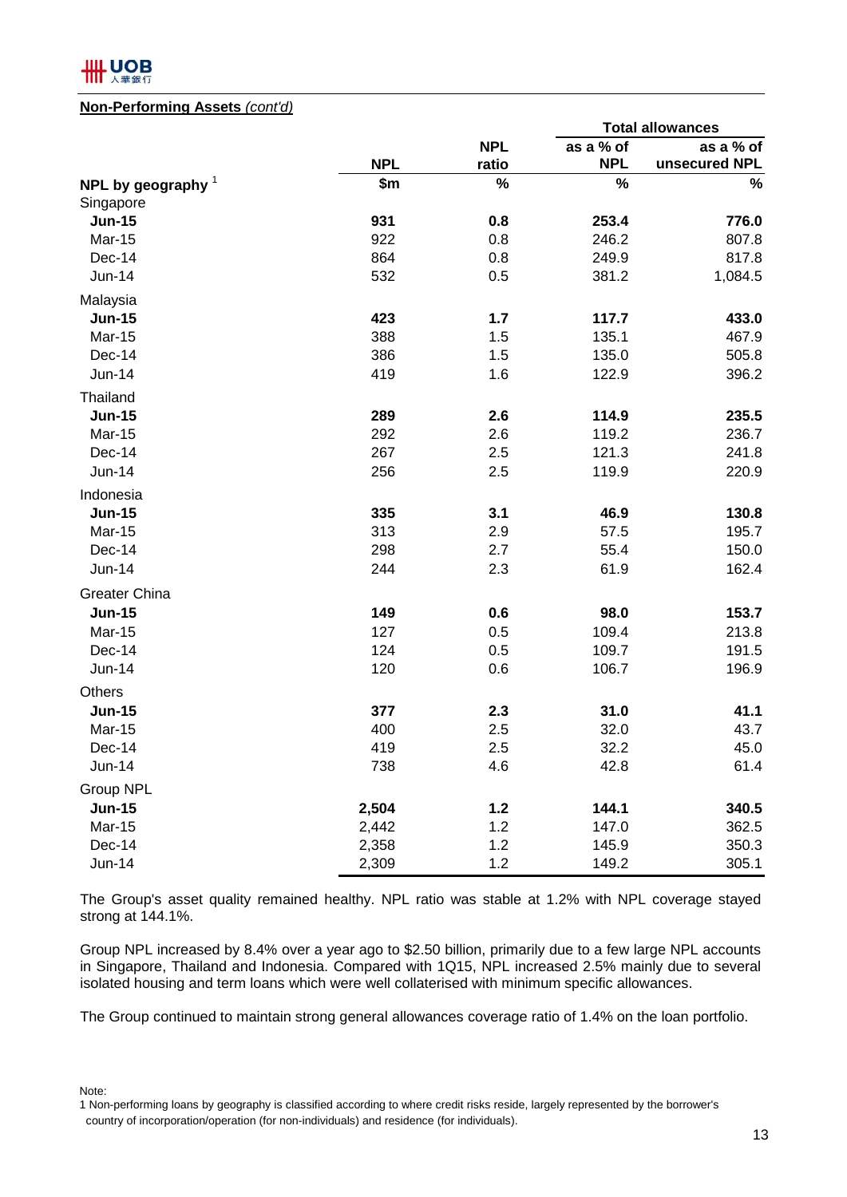**Non-Performing Assets** *(cont'd)*

| | | | Total allowances | |
|---|---|---|---|---|
| | NPL | NPL ratio | as a % of NPL | as a % of unsecured NPL |
| **NPL by geography** [1] | $m | % | % | % |
| Singapore | | | | |
| **Jun-15** | **931** | **0.8** | **253.4** | **776.0** |
| Mar-15 | 922 | 0.8 | 246.2 | 807.8 |
| Dec-14 | 864 | 0.8 | 249.9 | 817.8 |
| Jun-14 | 532 | 0.5 | 381.2 | 1,084.5 |
| Malaysia | | | | |
| **Jun-15** | **423** | **1.7** | **117.7** | **433.0** |
| Mar-15 | 388 | 1.5 | 135.1 | 467.9 |
| Dec-14 | 386 | 1.5 | 135.0 | 505.8 |
| Jun-14 | 419 | 1.6 | 122.9 | 396.2 |
| Thailand | | | | |
| **Jun-15** | **289** | **2.6** | **114.9** | **235.5** |
| Mar-15 | 292 | 2.6 | 119.2 | 236.7 |
| Dec-14 | 267 | 2.5 | 121.3 | 241.8 |
| Jun-14 | 256 | 2.5 | 119.9 | 220.9 |
| Indonesia | | | | |
| **Jun-15** | **335** | **3.1** | **46.9** | **130.8** |
| Mar-15 | 313 | 2.9 | 57.5 | 195.7 |
| Dec-14 | 298 | 2.7 | 55.4 | 150.0 |
| Jun-14 | 244 | 2.3 | 61.9 | 162.4 |
| Greater China | | | | |
| **Jun-15** | **149** | **0.6** | **98.0** | **153.7** |
| Mar-15 | 127 | 0.5 | 109.4 | 213.8 |
| Dec-14 | 124 | 0.5 | 109.7 | 191.5 |
| Jun-14 | 120 | 0.6 | 106.7 | 196.9 |
| Others | | | | |
| **Jun-15** | **377** | **2.3** | **31.0** | **41.1** |
| Mar-15 | 400 | 2.5 | 32.0 | 43.7 |
| Dec-14 | 419 | 2.5 | 32.2 | 45.0 |
| Jun-14 | 738 | 4.6 | 42.8 | 61.4 |
| Group NPL | | | | |
| **Jun-15** | **2,504** | **1.2** | **144.1** | **340.5** |
| Mar-15 | 2,442 | 1.2 | 147.0 | 362.5 |
| Dec-14 | 2,358 | 1.2 | 145.9 | 350.3 |
| Jun-14 | 2,309 | 1.2 | 149.2 | 305.1 |

The Group's asset quality remained healthy. NPL ratio was stable at 1.2% with NPL coverage stayed strong at 144.1%.

Group NPL increased by 8.4% over a year ago to $2.50 billion, primarily due to a few large NPL accounts in Singapore, Thailand and Indonesia. Compared with 1Q15, NPL increased 2.5% mainly due to several isolated housing and term loans which were well collaterised with minimum specific allowances.

The Group continued to maintain strong general allowances coverage ratio of 1.4% on the loan portfolio.

Note:
1 Non-performing loans by geography is classified according to where credit risks reside, largely represented by the borrower's country of incorporation/operation (for non-individuals) and residence (for individuals).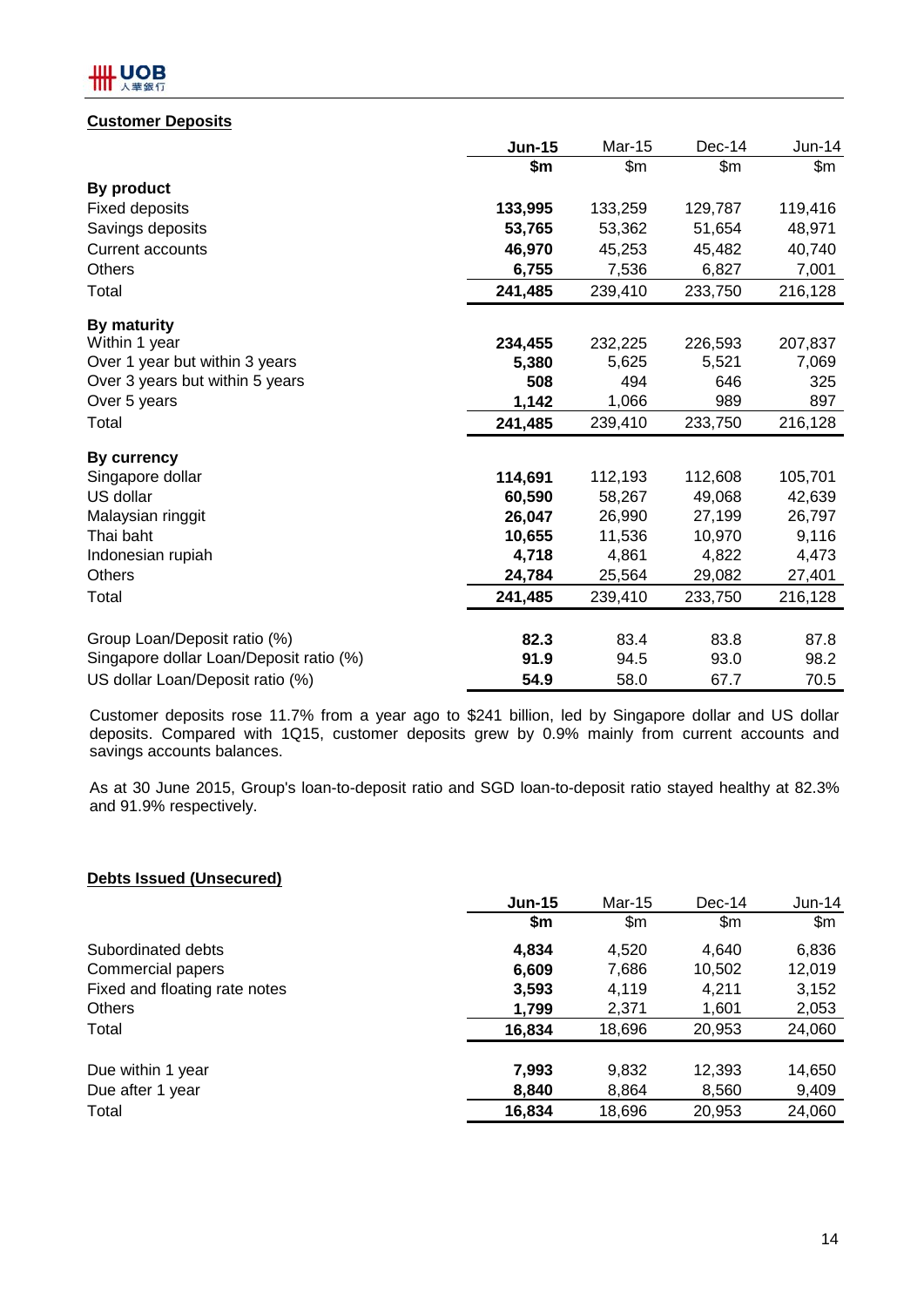## Customer Deposits

| | Jun-15 | Mar-15 | Dec-14 | Jun-14 |
|---|---|---|---|---|
| | **$m** | $m | $m | $m |
| **By product** | | | | |
| Fixed deposits | **133,995** | 133,259 | 129,787 | 119,416 |
| Savings deposits | **53,765** | 53,362 | 51,654 | 48,971 |
| Current accounts | **46,970** | 45,253 | 45,482 | 40,740 |
| Others | **6,755** | 7,536 | 6,827 | 7,001 |
| Total | **241,485** | 239,410 | 233,750 | 216,128 |
| **By maturity** | | | | |
| Within 1 year | **234,455** | 232,225 | 226,593 | 207,837 |
| Over 1 year but within 3 years | **5,380** | 5,625 | 5,521 | 7,069 |
| Over 3 years but within 5 years | **508** | 494 | 646 | 325 |
| Over 5 years | **1,142** | 1,066 | 989 | 897 |
| Total | **241,485** | 239,410 | 233,750 | 216,128 |
| **By currency** | | | | |
| Singapore dollar | **114,691** | 112,193 | 112,608 | 105,701 |
| US dollar | **60,590** | 58,267 | 49,068 | 42,639 |
| Malaysian ringgit | **26,047** | 26,990 | 27,199 | 26,797 |
| Thai baht | **10,655** | 11,536 | 10,970 | 9,116 |
| Indonesian rupiah | **4,718** | 4,861 | 4,822 | 4,473 |
| Others | **24,784** | 25,564 | 29,082 | 27,401 |
| Total | **241,485** | 239,410 | 233,750 | 216,128 |
| Group Loan/Deposit ratio (%) | **82.3** | 83.4 | 83.8 | 87.8 |
| Singapore dollar Loan/Deposit ratio (%) | **91.9** | 94.5 | 93.0 | 98.2 |
| US dollar Loan/Deposit ratio (%) | **54.9** | 58.0 | 67.7 | 70.5 |

Customer deposits rose 11.7% from a year ago to $241 billion, led by Singapore dollar and US dollar deposits. Compared with 1Q15, customer deposits grew by 0.9% mainly from current accounts and savings accounts balances.

As at 30 June 2015, Group's loan-to-deposit ratio and SGD loan-to-deposit ratio stayed healthy at 82.3% and 91.9% respectively.

## Debts Issued (Unsecured)

| | Jun-15 | Mar-15 | Dec-14 | Jun-14 |
|---|---|---|---|---|
| | **$m** | $m | $m | $m |
| Subordinated debts | **4,834** | 4,520 | 4,640 | 6,836 |
| Commercial papers | **6,609** | 7,686 | 10,502 | 12,019 |
| Fixed and floating rate notes | **3,593** | 4,119 | 4,211 | 3,152 |
| Others | **1,799** | 2,371 | 1,601 | 2,053 |
| Total | **16,834** | 18,696 | 20,953 | 24,060 |
| Due within 1 year | **7,993** | 9,832 | 12,393 | 14,650 |
| Due after 1 year | **8,840** | 8,864 | 8,560 | 9,409 |
| Total | **16,834** | 18,696 | 20,953 | 24,060 |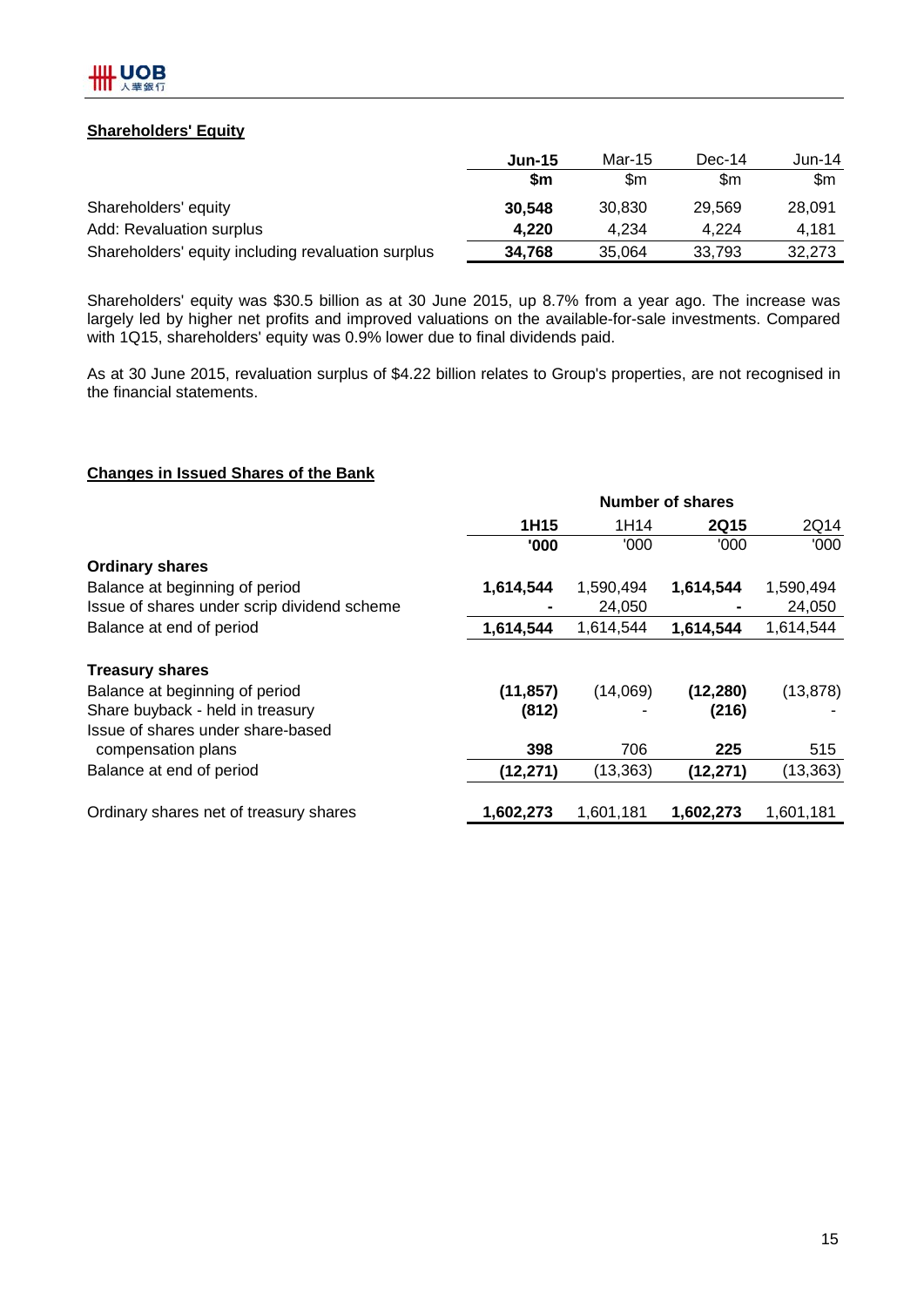## Shareholders' Equity

| | **Jun-15** | Mar-15 | Dec-14 | Jun-14 |
|---|---|---|---|---|
| | **$m** | $m | $m | $m |
| Shareholders' equity | **30,548** | 30,830 | 29,569 | 28,091 |
| Add: Revaluation surplus | **4,220** | 4,234 | 4,224 | 4,181 |
| Shareholders' equity including revaluation surplus | **34,768** | 35,064 | 33,793 | 32,273 |

Shareholders' equity was $30.5 billion as at 30 June 2015, up 8.7% from a year ago. The increase was largely led by higher net profits and improved valuations on the available-for-sale investments. Compared with 1Q15, shareholders' equity was 0.9% lower due to final dividends paid.

As at 30 June 2015, revaluation surplus of $4.22 billion relates to Group's properties, are not recognised in the financial statements.

## Changes in Issued Shares of the Bank

| | Number of shares | | | |
|---|---|---|---|---|
| | **1H15** | 1H14 | **2Q15** | 2Q14 |
| | **'000** | '000 | '000 | '000 |
| **Ordinary shares** | | | | |
| Balance at beginning of period | **1,614,544** | 1,590,494 | **1,614,544** | 1,590,494 |
| Issue of shares under scrip dividend scheme | **-** | 24,050 | **-** | 24,050 |
| Balance at end of period | **1,614,544** | 1,614,544 | **1,614,544** | 1,614,544 |
| **Treasury shares** | | | | |
| Balance at beginning of period | **(11,857)** | (14,069) | **(12,280)** | (13,878) |
| Share buyback - held in treasury | **(812)** | - | **(216)** | - |
| Issue of shares under share-based compensation plans | **398** | 706 | **225** | 515 |
| Balance at end of period | **(12,271)** | (13,363) | **(12,271)** | (13,363) |
| Ordinary shares net of treasury shares | **1,602,273** | 1,601,181 | **1,602,273** | 1,601,181 |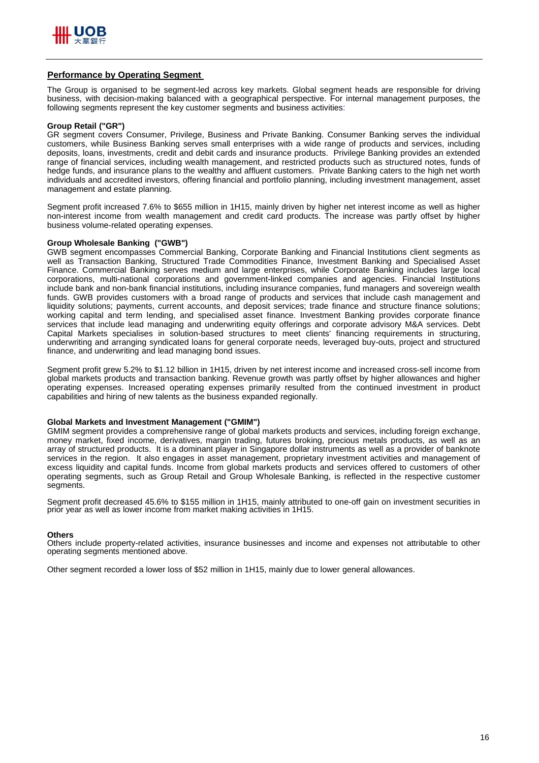## Performance by Operating Segment

The Group is organised to be segment-led across key markets. Global segment heads are responsible for driving business, with decision-making balanced with a geographical perspective. For internal management purposes, the following segments represent the key customer segments and business activities:

**Group Retail ("GR")**
GR segment covers Consumer, Privilege, Business and Private Banking. Consumer Banking serves the individual customers, while Business Banking serves small enterprises with a wide range of products and services, including deposits, loans, investments, credit and debit cards and insurance products. Privilege Banking provides an extended range of financial services, including wealth management, and restricted products such as structured notes, funds of hedge funds, and insurance plans to the wealthy and affluent customers. Private Banking caters to the high net worth individuals and accredited investors, offering financial and portfolio planning, including investment management, asset management and estate planning.

Segment profit increased 7.6% to $655 million in 1H15, mainly driven by higher net interest income as well as higher non-interest income from wealth management and credit card products. The increase was partly offset by higher business volume-related operating expenses.

**Group Wholesale Banking ("GWB")**
GWB segment encompasses Commercial Banking, Corporate Banking and Financial Institutions client segments as well as Transaction Banking, Structured Trade Commodities Finance, Investment Banking and Specialised Asset Finance. Commercial Banking serves medium and large enterprises, while Corporate Banking includes large local corporations, multi-national corporations and government-linked companies and agencies. Financial Institutions include bank and non-bank financial institutions, including insurance companies, fund managers and sovereign wealth funds. GWB provides customers with a broad range of products and services that include cash management and liquidity solutions; payments, current accounts, and deposit services; trade finance and structure finance solutions; working capital and term lending, and specialised asset finance. Investment Banking provides corporate finance services that include lead managing and underwriting equity offerings and corporate advisory M&A services. Debt Capital Markets specialises in solution-based structures to meet clients' financing requirements in structuring, underwriting and arranging syndicated loans for general corporate needs, leveraged buy-outs, project and structured finance, and underwriting and lead managing bond issues.

Segment profit grew 5.2% to $1.12 billion in 1H15, driven by net interest income and increased cross-sell income from global markets products and transaction banking. Revenue growth was partly offset by higher allowances and higher operating expenses. Increased operating expenses primarily resulted from the continued investment in product capabilities and hiring of new talents as the business expanded regionally.

**Global Markets and Investment Management ("GMIM")**
GMIM segment provides a comprehensive range of global markets products and services, including foreign exchange, money market, fixed income, derivatives, margin trading, futures broking, precious metals products, as well as an array of structured products. It is a dominant player in Singapore dollar instruments as well as a provider of banknote services in the region. It also engages in asset management, proprietary investment activities and management of excess liquidity and capital funds. Income from global markets products and services offered to customers of other operating segments, such as Group Retail and Group Wholesale Banking, is reflected in the respective customer segments.

Segment profit decreased 45.6% to $155 million in 1H15, mainly attributed to one-off gain on investment securities in prior year as well as lower income from market making activities in 1H15.

**Others**
Others include property-related activities, insurance businesses and income and expenses not attributable to other operating segments mentioned above.

Other segment recorded a lower loss of $52 million in 1H15, mainly due to lower general allowances.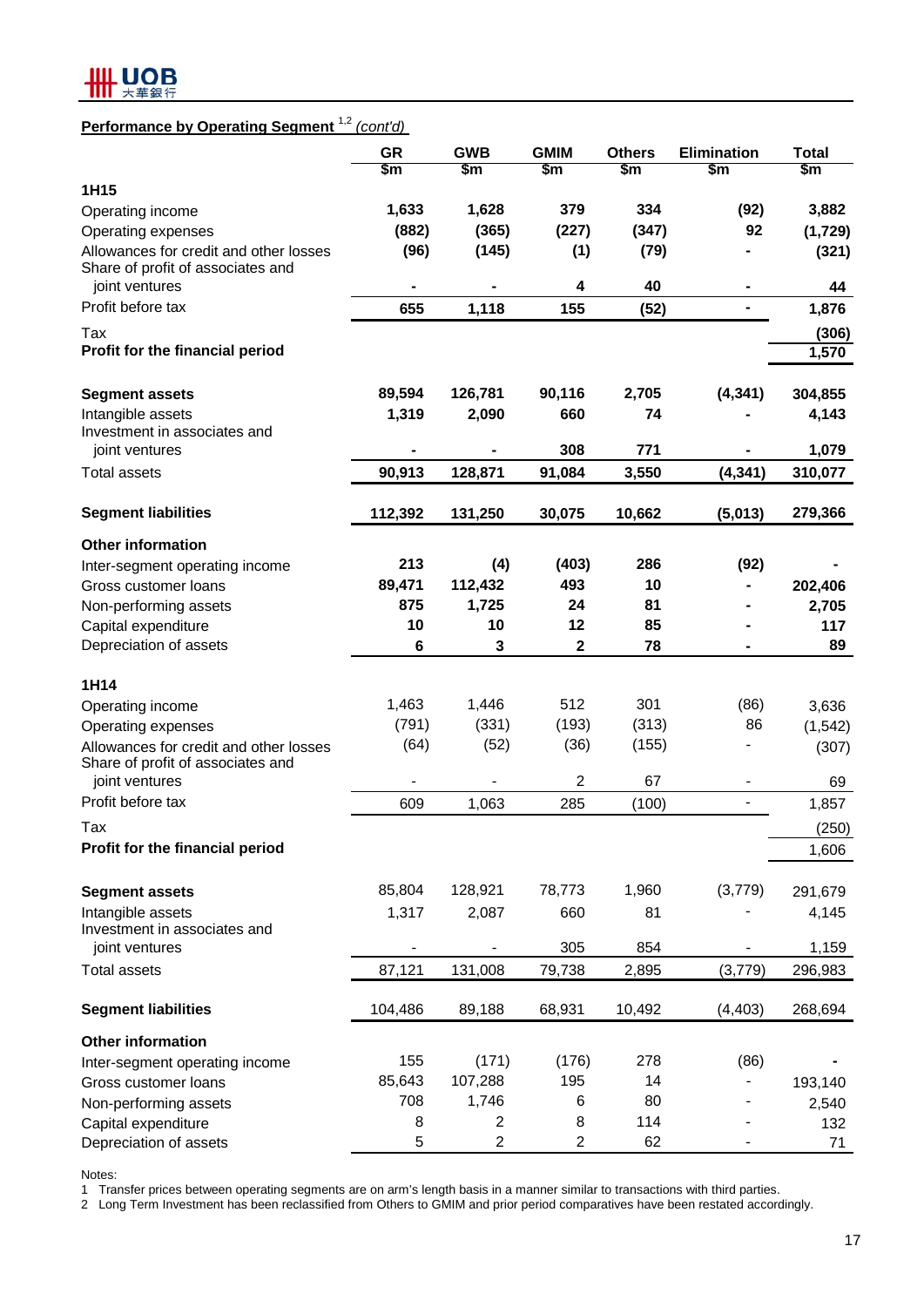## Performance by Operating Segment [1,2] *(cont'd)*

| | GR | GWB | GMIM | Others | Elimination | Total |
|---|---|---|---|---|---|---|
| | $m | $m | $m | $m | $m | $m |
| **1H15** | | | | | | |
| Operating income | **1,633** | **1,628** | **379** | **334** | **(92)** | **3,882** |
| Operating expenses | **(882)** | **(365)** | **(227)** | **(347)** | **92** | **(1,729)** |
| Allowances for credit and other losses | **(96)** | **(145)** | **(1)** | **(79)** | **-** | **(321)** |
| Share of profit of associates and joint ventures | **-** | **-** | **4** | **40** | **-** | **44** |
| Profit before tax | **655** | **1,118** | **155** | **(52)** | **-** | **1,876** |
| Tax | | | | | | **(306)** |
| **Profit for the financial period** | | | | | | **1,570** |
| **Segment assets** | **89,594** | **126,781** | **90,116** | **2,705** | **(4,341)** | **304,855** |
| Intangible assets | **1,319** | **2,090** | **660** | **74** | **-** | **4,143** |
| Investment in associates and joint ventures | **-** | **-** | **308** | **771** | **-** | **1,079** |
| Total assets | **90,913** | **128,871** | **91,084** | **3,550** | **(4,341)** | **310,077** |
| **Segment liabilities** | **112,392** | **131,250** | **30,075** | **10,662** | **(5,013)** | **279,366** |
| **Other information** | | | | | | |
| Inter-segment operating income | **213** | **(4)** | **(403)** | **286** | **(92)** | **-** |
| Gross customer loans | **89,471** | **112,432** | **493** | **10** | **-** | **202,406** |
| Non-performing assets | **875** | **1,725** | **24** | **81** | **-** | **2,705** |
| Capital expenditure | **10** | **10** | **12** | **85** | **-** | **117** |
| Depreciation of assets | **6** | **3** | **2** | **78** | **-** | **89** |
| **1H14** | | | | | | |
| Operating income | 1,463 | 1,446 | 512 | 301 | (86) | 3,636 |
| Operating expenses | (791) | (331) | (193) | (313) | 86 | (1,542) |
| Allowances for credit and other losses | (64) | (52) | (36) | (155) | - | (307) |
| Share of profit of associates and joint ventures | - | - | 2 | 67 | - | 69 |
| Profit before tax | 609 | 1,063 | 285 | (100) | - | 1,857 |
| Tax | | | | | | (250) |
| **Profit for the financial period** | | | | | | 1,606 |
| **Segment assets** | 85,804 | 128,921 | 78,773 | 1,960 | (3,779) | 291,679 |
| Intangible assets | 1,317 | 2,087 | 660 | 81 | - | 4,145 |
| Investment in associates and joint ventures | - | - | 305 | 854 | - | 1,159 |
| Total assets | 87,121 | 131,008 | 79,738 | 2,895 | (3,779) | 296,983 |
| **Segment liabilities** | 104,486 | 89,188 | 68,931 | 10,492 | (4,403) | 268,694 |
| **Other information** | | | | | | |
| Inter-segment operating income | 155 | (171) | (176) | 278 | (86) | - |
| Gross customer loans | 85,643 | 107,288 | 195 | 14 | - | 193,140 |
| Non-performing assets | 708 | 1,746 | 6 | 80 | - | 2,540 |
| Capital expenditure | 8 | 2 | 8 | 114 | - | 132 |
| Depreciation of assets | 5 | 2 | 2 | 62 | - | 71 |

Notes:
1 Transfer prices between operating segments are on arm's length basis in a manner similar to transactions with third parties.
2 Long Term Investment has been reclassified from Others to GMIM and prior period comparatives have been restated accordingly.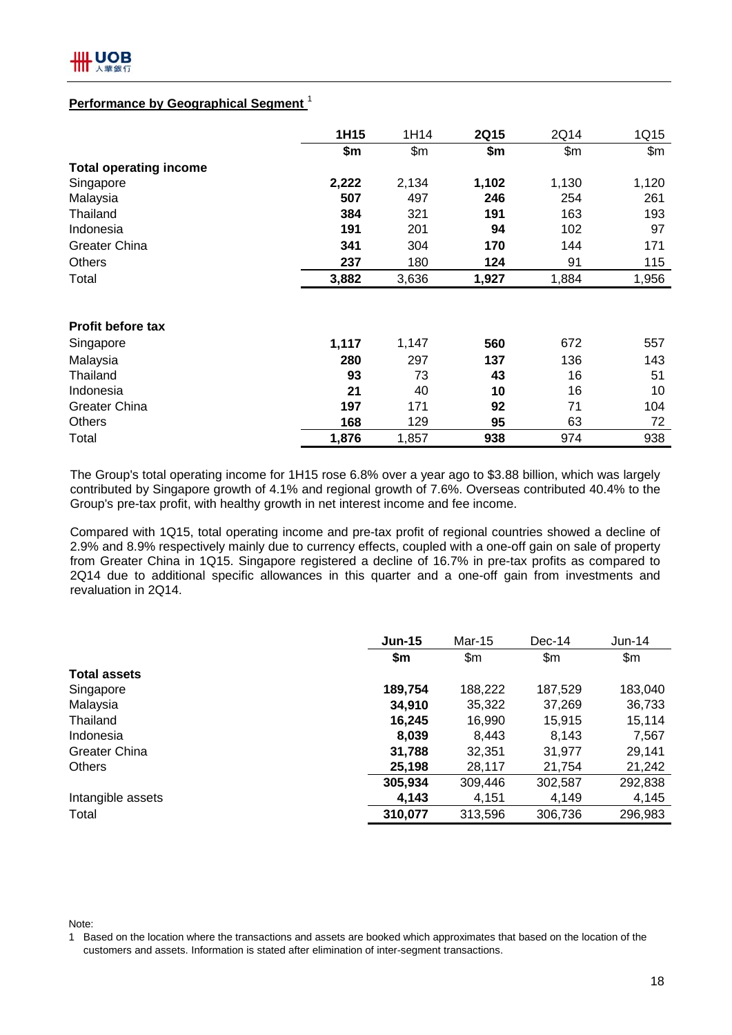## Performance by Geographical Segment [1]

| | 1H15 | 1H14 | 2Q15 | 2Q14 | 1Q15 |
|---|---|---|---|---|---|
| | $m | $m | $m | $m | $m |
| **Total operating income** | | | | | |
| Singapore | **2,222** | 2,134 | **1,102** | 1,130 | 1,120 |
| Malaysia | **507** | 497 | **246** | 254 | 261 |
| Thailand | **384** | 321 | **191** | 163 | 193 |
| Indonesia | **191** | 201 | **94** | 102 | 97 |
| Greater China | **341** | 304 | **170** | 144 | 171 |
| Others | **237** | 180 | **124** | 91 | 115 |
| Total | **3,882** | 3,636 | **1,927** | 1,884 | 1,956 |
| | | | | | |
| **Profit before tax** | | | | | |
| Singapore | **1,117** | 1,147 | **560** | 672 | 557 |
| Malaysia | **280** | 297 | **137** | 136 | 143 |
| Thailand | **93** | 73 | **43** | 16 | 51 |
| Indonesia | **21** | 40 | **10** | 16 | 10 |
| Greater China | **197** | 171 | **92** | 71 | 104 |
| Others | **168** | 129 | **95** | 63 | 72 |
| Total | **1,876** | 1,857 | **938** | 974 | 938 |

The Group's total operating income for 1H15 rose 6.8% over a year ago to $3.88 billion, which was largely contributed by Singapore growth of 4.1% and regional growth of 7.6%. Overseas contributed 40.4% to the Group's pre-tax profit, with healthy growth in net interest income and fee income.

Compared with 1Q15, total operating income and pre-tax profit of regional countries showed a decline of 2.9% and 8.9% respectively mainly due to currency effects, coupled with a one-off gain on sale of property from Greater China in 1Q15. Singapore registered a decline of 16.7% in pre-tax profits as compared to 2Q14 due to additional specific allowances in this quarter and a one-off gain from investments and revaluation in 2Q14.

| | Jun-15 | Mar-15 | Dec-14 | Jun-14 |
|---|---|---|---|---|
| | $m | $m | $m | $m |
| **Total assets** | | | | |
| Singapore | **189,754** | 188,222 | 187,529 | 183,040 |
| Malaysia | **34,910** | 35,322 | 37,269 | 36,733 |
| Thailand | **16,245** | 16,990 | 15,915 | 15,114 |
| Indonesia | **8,039** | 8,443 | 8,143 | 7,567 |
| Greater China | **31,788** | 32,351 | 31,977 | 29,141 |
| Others | **25,198** | 28,117 | 21,754 | 21,242 |
| | **305,934** | 309,446 | 302,587 | 292,838 |
| Intangible assets | **4,143** | 4,151 | 4,149 | 4,145 |
| Total | **310,077** | 313,596 | 306,736 | 296,983 |

Note:

1 Based on the location where the transactions and assets are booked which approximates that based on the location of the customers and assets. Information is stated after elimination of inter-segment transactions.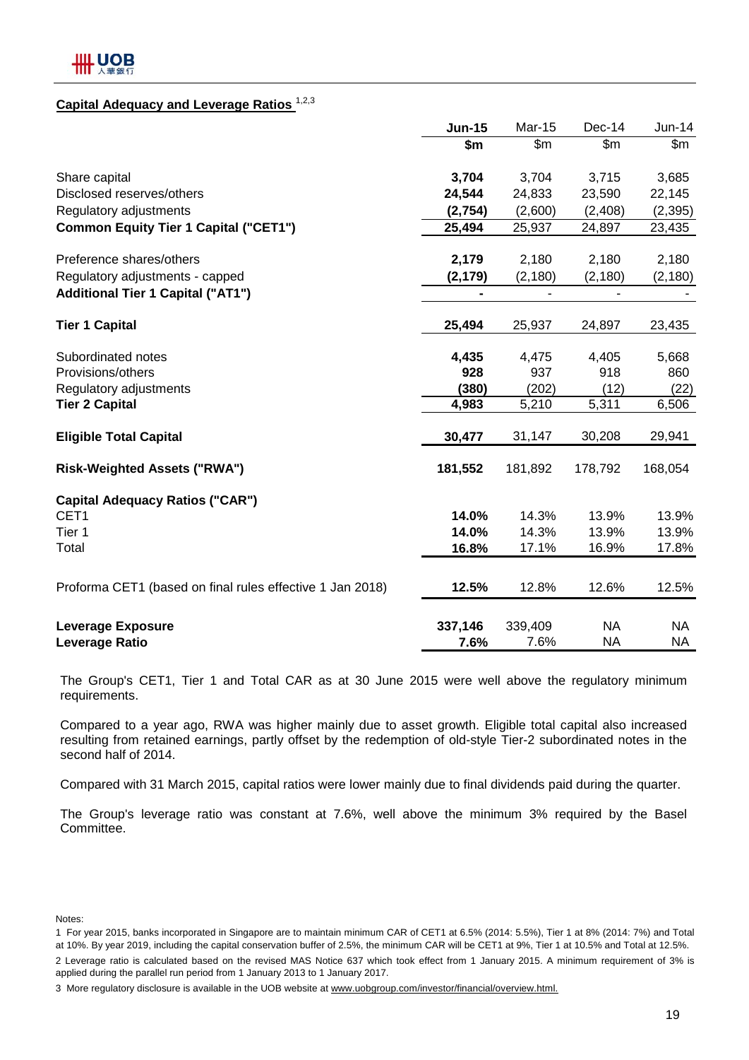## Capital Adequacy and Leverage Ratios [1,2,3]

| | Jun-15 | Mar-15 | Dec-14 | Jun-14 |
|---|---|---|---|---|
| | $m | $m | $m | $m |
| Share capital | **3,704** | 3,704 | 3,715 | 3,685 |
| Disclosed reserves/others | **24,544** | 24,833 | 23,590 | 22,145 |
| Regulatory adjustments | **(2,754)** | (2,600) | (2,408) | (2,395) |
| **Common Equity Tier 1 Capital ("CET1")** | **25,494** | 25,937 | 24,897 | 23,435 |
| Preference shares/others | **2,179** | 2,180 | 2,180 | 2,180 |
| Regulatory adjustments - capped | **(2,179)** | (2,180) | (2,180) | (2,180) |
| **Additional Tier 1 Capital ("AT1")** | **-** | - | - | - |
| **Tier 1 Capital** | **25,494** | 25,937 | 24,897 | 23,435 |
| Subordinated notes | **4,435** | 4,475 | 4,405 | 5,668 |
| Provisions/others | **928** | 937 | 918 | 860 |
| Regulatory adjustments | **(380)** | (202) | (12) | (22) |
| **Tier 2 Capital** | **4,983** | 5,210 | 5,311 | 6,506 |
| **Eligible Total Capital** | **30,477** | 31,147 | 30,208 | 29,941 |
| **Risk-Weighted Assets ("RWA")** | **181,552** | 181,892 | 178,792 | 168,054 |
| **Capital Adequacy Ratios ("CAR")** | | | | |
| CET1 | **14.0%** | 14.3% | 13.9% | 13.9% |
| Tier 1 | **14.0%** | 14.3% | 13.9% | 13.9% |
| Total | **16.8%** | 17.1% | 16.9% | 17.8% |
| Proforma CET1 (based on final rules effective 1 Jan 2018) | **12.5%** | 12.8% | 12.6% | 12.5% |
| **Leverage Exposure** | **337,146** | 339,409 | NA | NA |
| **Leverage Ratio** | **7.6%** | 7.6% | NA | NA |

The Group's CET1, Tier 1 and Total CAR as at 30 June 2015 were well above the regulatory minimum requirements.

Compared to a year ago, RWA was higher mainly due to asset growth. Eligible total capital also increased resulting from retained earnings, partly offset by the redemption of old-style Tier-2 subordinated notes in the second half of 2014.

Compared with 31 March 2015, capital ratios were lower mainly due to final dividends paid during the quarter.

The Group's leverage ratio was constant at 7.6%, well above the minimum 3% required by the Basel Committee.

Notes:

1 For year 2015, banks incorporated in Singapore are to maintain minimum CAR of CET1 at 6.5% (2014: 5.5%), Tier 1 at 8% (2014: 7%) and Total at 10%. By year 2019, including the capital conservation buffer of 2.5%, the minimum CAR will be CET1 at 9%, Tier 1 at 10.5% and Total at 12.5%.

2 Leverage ratio is calculated based on the revised MAS Notice 637 which took effect from 1 January 2015. A minimum requirement of 3% is applied during the parallel run period from 1 January 2013 to 1 January 2017.

3 More regulatory disclosure is available in the UOB website at www.uobgroup.com/investor/financial/overview.html.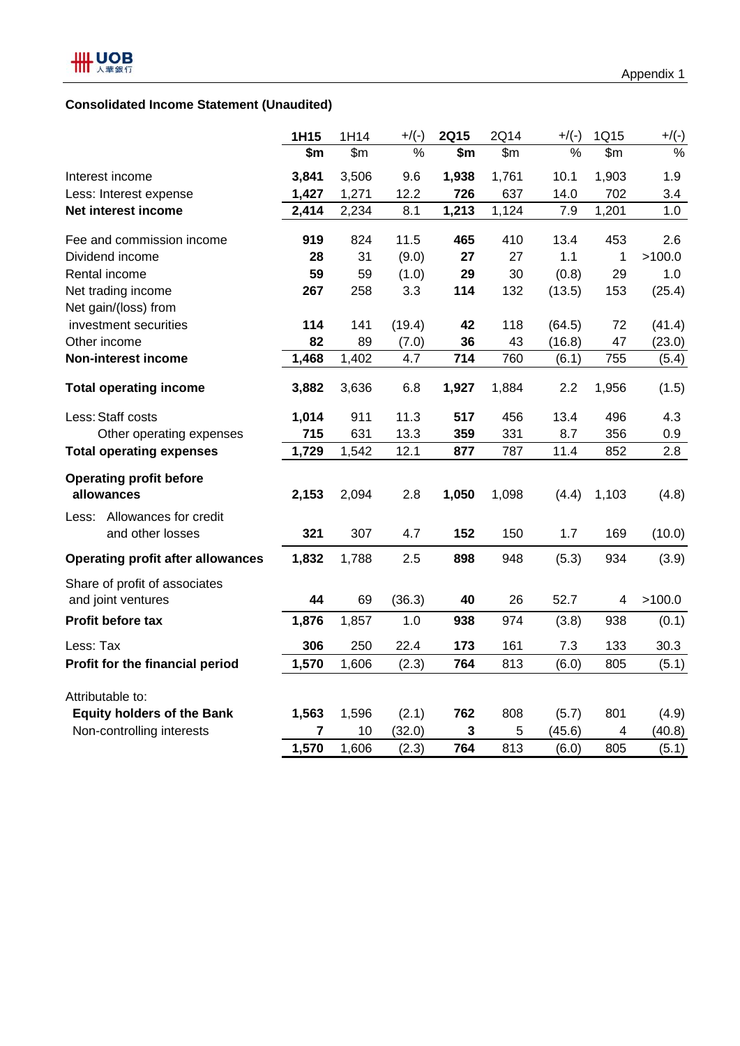Appendix 1

## Consolidated Income Statement (Unaudited)

| | 1H15 | 1H14 | +/(-) | 2Q15 | 2Q14 | +/(-) | 1Q15 | +/(-) |
|---|---|---|---|---|---|---|---|---|
| | **$m** | $m | % | **$m** | $m | % | $m | % |
| Interest income | **3,841** | 3,506 | 9.6 | **1,938** | 1,761 | 10.1 | 1,903 | 1.9 |
| Less: Interest expense | **1,427** | 1,271 | 12.2 | **726** | 637 | 14.0 | 702 | 3.4 |
| **Net interest income** | **2,414** | 2,234 | 8.1 | **1,213** | 1,124 | 7.9 | 1,201 | 1.0 |
| Fee and commission income | **919** | 824 | 11.5 | **465** | 410 | 13.4 | 453 | 2.6 |
| Dividend income | **28** | 31 | (9.0) | **27** | 27 | 1.1 | 1 | >100.0 |
| Rental income | **59** | 59 | (1.0) | **29** | 30 | (0.8) | 29 | 1.0 |
| Net trading income | **267** | 258 | 3.3 | **114** | 132 | (13.5) | 153 | (25.4) |
| Net gain/(loss) from investment securities | **114** | 141 | (19.4) | **42** | 118 | (64.5) | 72 | (41.4) |
| Other income | **82** | 89 | (7.0) | **36** | 43 | (16.8) | 47 | (23.0) |
| **Non-interest income** | **1,468** | 1,402 | 4.7 | **714** | 760 | (6.1) | 755 | (5.4) |
| **Total operating income** | **3,882** | 3,636 | 6.8 | **1,927** | 1,884 | 2.2 | 1,956 | (1.5) |
| Less: Staff costs | **1,014** | 911 | 11.3 | **517** | 456 | 13.4 | 496 | 4.3 |
| Other operating expenses | **715** | 631 | 13.3 | **359** | 331 | 8.7 | 356 | 0.9 |
| **Total operating expenses** | **1,729** | 1,542 | 12.1 | **877** | 787 | 11.4 | 852 | 2.8 |
| **Operating profit before allowances** | **2,153** | 2,094 | 2.8 | **1,050** | 1,098 | (4.4) | 1,103 | (4.8) |
| Less: Allowances for credit and other losses | **321** | 307 | 4.7 | **152** | 150 | 1.7 | 169 | (10.0) |
| **Operating profit after allowances** | **1,832** | 1,788 | 2.5 | **898** | 948 | (5.3) | 934 | (3.9) |
| Share of profit of associates and joint ventures | **44** | 69 | (36.3) | **40** | 26 | 52.7 | 4 | >100.0 |
| **Profit before tax** | **1,876** | 1,857 | 1.0 | **938** | 974 | (3.8) | 938 | (0.1) |
| Less: Tax | **306** | 250 | 22.4 | **173** | 161 | 7.3 | 133 | 30.3 |
| **Profit for the financial period** | **1,570** | 1,606 | (2.3) | **764** | 813 | (6.0) | 805 | (5.1) |
| Attributable to: | | | | | | | | |
| **Equity holders of the Bank** | **1,563** | 1,596 | (2.1) | **762** | 808 | (5.7) | 801 | (4.9) |
| Non-controlling interests | **7** | 10 | (32.0) | **3** | 5 | (45.6) | 4 | (40.8) |
| | **1,570** | 1,606 | (2.3) | **764** | 813 | (6.0) | 805 | (5.1) |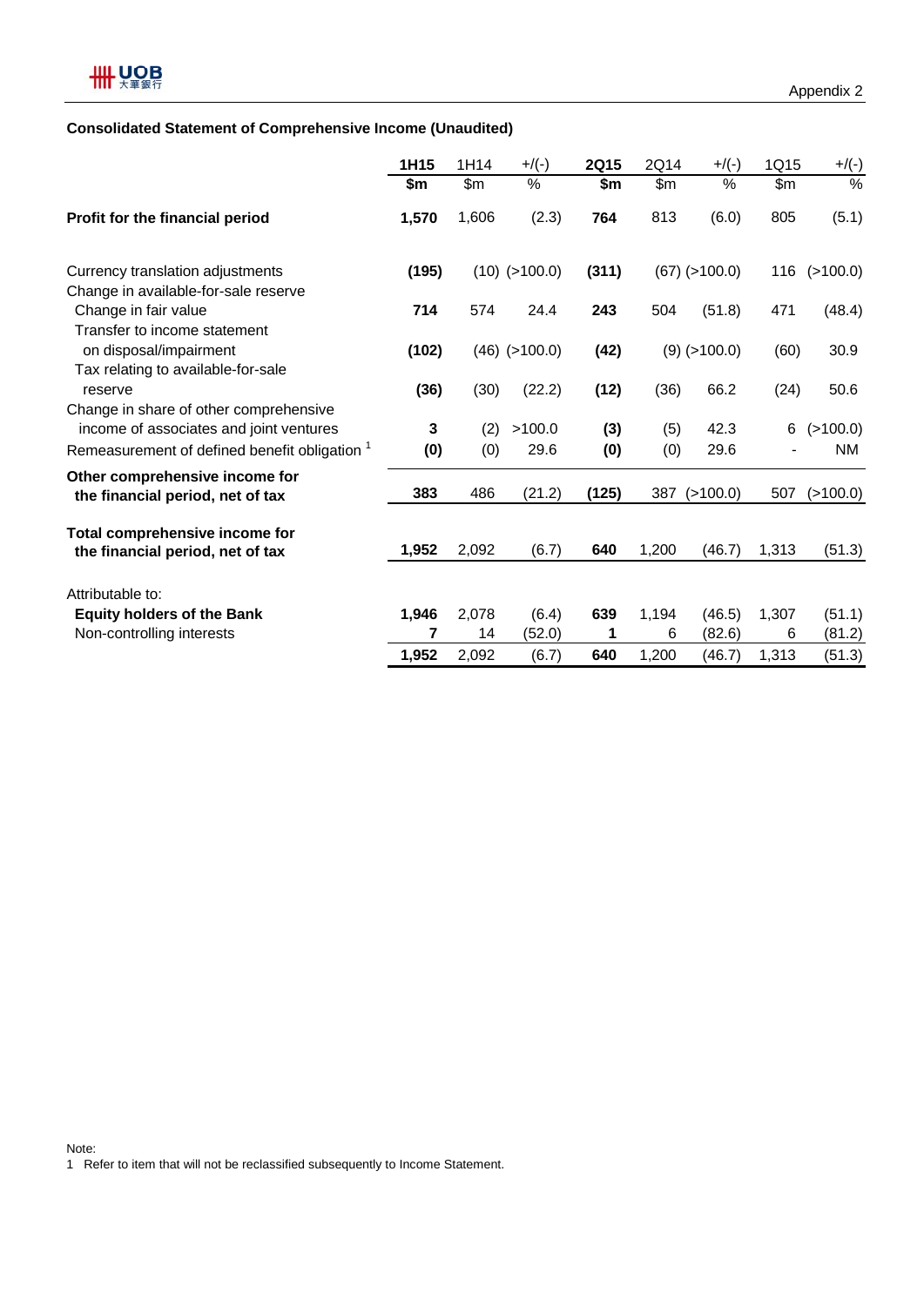Appendix 2

## Consolidated Statement of Comprehensive Income (Unaudited)

| | **1H15** | 1H14 | +/(-) | **2Q15** | 2Q14 | +/(-) | 1Q15 | +/(-) |
|---|---|---|---|---|---|---|---|---|
| | **$m** | $m | % | **$m** | $m | % | $m | % |
| **Profit for the financial period** | **1,570** | 1,606 | (2.3) | **764** | 813 | (6.0) | 805 | (5.1) |
| Currency translation adjustments | **(195)** | (10) | (>100.0) | **(311)** | (67) | (>100.0) | 116 | (>100.0) |
| Change in available-for-sale reserve | | | | | | | | |
| Change in fair value | **714** | 574 | 24.4 | **243** | 504 | (51.8) | 471 | (48.4) |
| Transfer to income statement on disposal/impairment | **(102)** | (46) | (>100.0) | **(42)** | (9) | (>100.0) | (60) | 30.9 |
| Tax relating to available-for-sale reserve | **(36)** | (30) | (22.2) | **(12)** | (36) | 66.2 | (24) | 50.6 |
| Change in share of other comprehensive income of associates and joint ventures | **3** | (2) | >100.0 | **(3)** | (5) | 42.3 | 6 | (>100.0) |
| Remeasurement of defined benefit obligation [1] | **(0)** | (0) | 29.6 | **(0)** | (0) | 29.6 | - | NM |
| **Other comprehensive income for the financial period, net of tax** | **383** | 486 | (21.2) | **(125)** | 387 | (>100.0) | 507 | (>100.0) |
| **Total comprehensive income for the financial period, net of tax** | **1,952** | 2,092 | (6.7) | **640** | 1,200 | (46.7) | 1,313 | (51.3) |
| Attributable to: | | | | | | | | |
| **Equity holders of the Bank** | **1,946** | 2,078 | (6.4) | **639** | 1,194 | (46.5) | 1,307 | (51.1) |
| Non-controlling interests | **7** | 14 | (52.0) | **1** | 6 | (82.6) | 6 | (81.2) |
| | **1,952** | 2,092 | (6.7) | **640** | 1,200 | (46.7) | 1,313 | (51.3) |

Note:
1 Refer to item that will not be reclassified subsequently to Income Statement.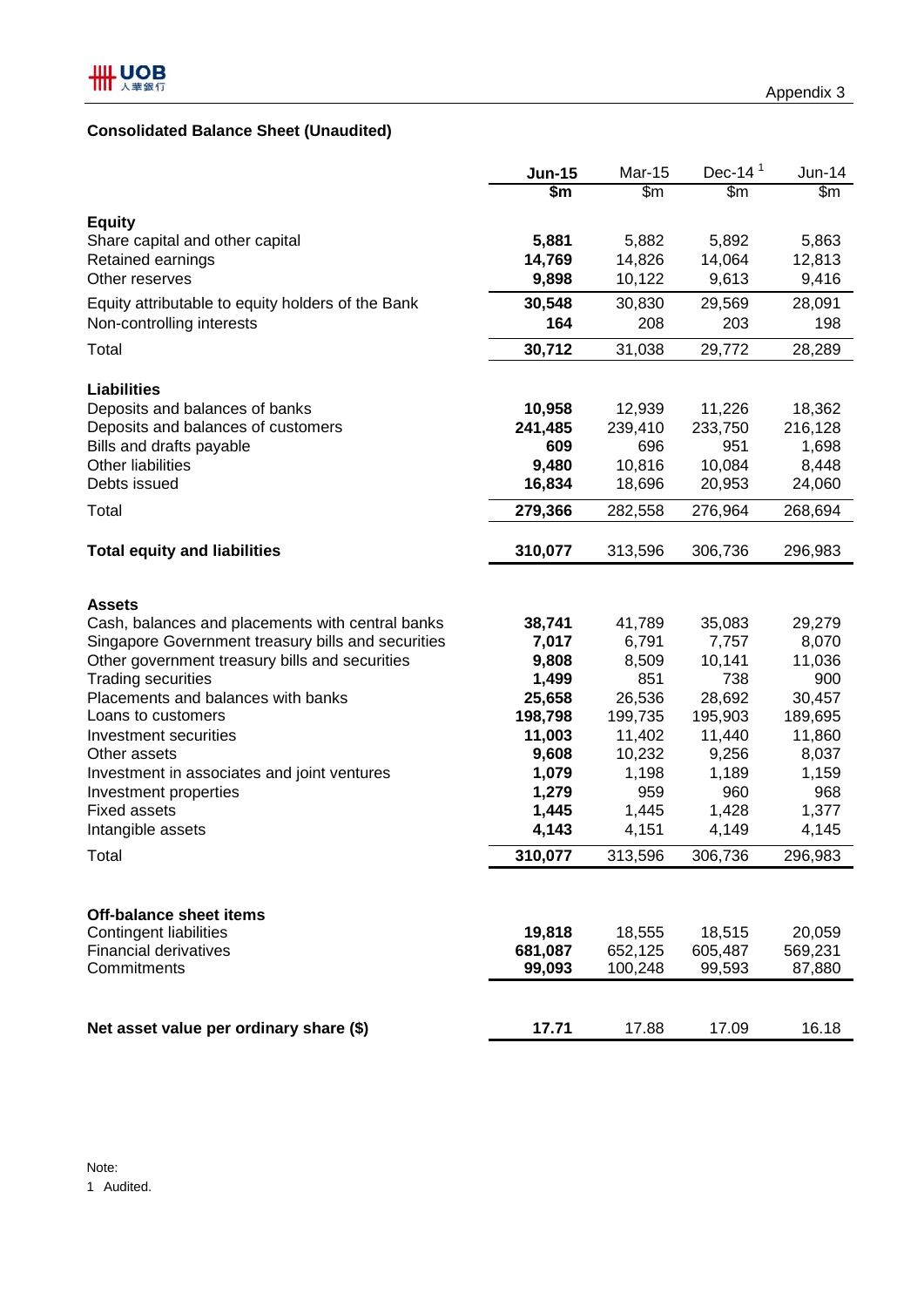Appendix 3

## Consolidated Balance Sheet (Unaudited)

| | **Jun-15** | Mar-15 | Dec-14 [1] | Jun-14 |
|---|---|---|---|---|
| | **$m** | $m | $m | $m |
| **Equity** | | | | |
| Share capital and other capital | **5,881** | 5,882 | 5,892 | 5,863 |
| Retained earnings | **14,769** | 14,826 | 14,064 | 12,813 |
| Other reserves | **9,898** | 10,122 | 9,613 | 9,416 |
| Equity attributable to equity holders of the Bank | **30,548** | 30,830 | 29,569 | 28,091 |
| Non-controlling interests | **164** | 208 | 203 | 198 |
| Total | **30,712** | 31,038 | 29,772 | 28,289 |
| **Liabilities** | | | | |
| Deposits and balances of banks | **10,958** | 12,939 | 11,226 | 18,362 |
| Deposits and balances of customers | **241,485** | 239,410 | 233,750 | 216,128 |
| Bills and drafts payable | **609** | 696 | 951 | 1,698 |
| Other liabilities | **9,480** | 10,816 | 10,084 | 8,448 |
| Debts issued | **16,834** | 18,696 | 20,953 | 24,060 |
| Total | **279,366** | 282,558 | 276,964 | 268,694 |
| **Total equity and liabilities** | **310,077** | 313,596 | 306,736 | 296,983 |
| **Assets** | | | | |
| Cash, balances and placements with central banks | **38,741** | 41,789 | 35,083 | 29,279 |
| Singapore Government treasury bills and securities | **7,017** | 6,791 | 7,757 | 8,070 |
| Other government treasury bills and securities | **9,808** | 8,509 | 10,141 | 11,036 |
| Trading securities | **1,499** | 851 | 738 | 900 |
| Placements and balances with banks | **25,658** | 26,536 | 28,692 | 30,457 |
| Loans to customers | **198,798** | 199,735 | 195,903 | 189,695 |
| Investment securities | **11,003** | 11,402 | 11,440 | 11,860 |
| Other assets | **9,608** | 10,232 | 9,256 | 8,037 |
| Investment in associates and joint ventures | **1,079** | 1,198 | 1,189 | 1,159 |
| Investment properties | **1,279** | 959 | 960 | 968 |
| Fixed assets | **1,445** | 1,445 | 1,428 | 1,377 |
| Intangible assets | **4,143** | 4,151 | 4,149 | 4,145 |
| Total | **310,077** | 313,596 | 306,736 | 296,983 |
| **Off-balance sheet items** | | | | |
| Contingent liabilities | **19,818** | 18,555 | 18,515 | 20,059 |
| Financial derivatives | **681,087** | 652,125 | 605,487 | 569,231 |
| Commitments | **99,093** | 100,248 | 99,593 | 87,880 |
| **Net asset value per ordinary share ($)** | **17.71** | 17.88 | 17.09 | 16.18 |

Note:
1 Audited.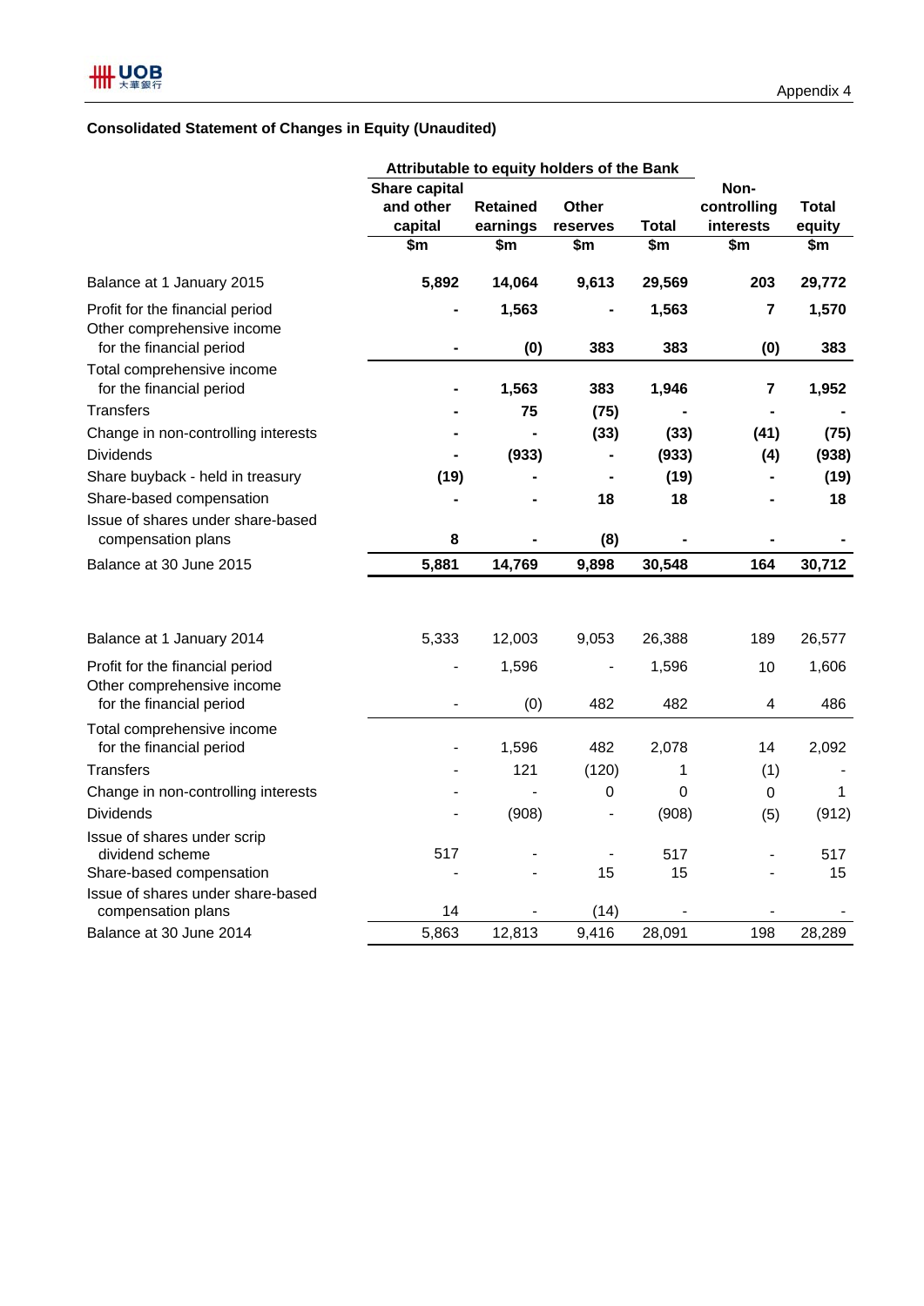Appendix 4

## Consolidated Statement of Changes in Equity (Unaudited)

| | Attributable to equity holders of the Bank | | | | | |
|---|---|---|---|---|---|---|
| | Share capital and other capital | Retained earnings | Other reserves | Total | Non-controlling interests | Total equity |
| | $m | $m | $m | $m | $m | $m |
| **Balance at 1 January 2015** | **5,892** | **14,064** | **9,613** | **29,569** | **203** | **29,772** |
| Profit for the financial period | **-** | **1,563** | **-** | **1,563** | **7** | **1,570** |
| Other comprehensive income for the financial period | **-** | **(0)** | **383** | **383** | **(0)** | **383** |
| Total comprehensive income for the financial period | **-** | **1,563** | **383** | **1,946** | **7** | **1,952** |
| Transfers | **-** | **75** | **(75)** | **-** | **-** | **-** |
| Change in non-controlling interests | **-** | **-** | **(33)** | **(33)** | **(41)** | **(75)** |
| Dividends | **-** | **(933)** | **-** | **(933)** | **(4)** | **(938)** |
| Share buyback - held in treasury | **(19)** | **-** | **-** | **(19)** | **-** | **(19)** |
| Share-based compensation | **-** | **-** | **18** | **18** | **-** | **18** |
| Issue of shares under share-based compensation plans | **8** | **-** | **(8)** | **-** | **-** | **-** |
| **Balance at 30 June 2015** | **5,881** | **14,769** | **9,898** | **30,548** | **164** | **30,712** |
| | | | | | | |
| Balance at 1 January 2014 | 5,333 | 12,003 | 9,053 | 26,388 | 189 | 26,577 |
| Profit for the financial period | - | 1,596 | - | 1,596 | 10 | 1,606 |
| Other comprehensive income for the financial period | - | (0) | 482 | 482 | 4 | 486 |
| Total comprehensive income for the financial period | - | 1,596 | 482 | 2,078 | 14 | 2,092 |
| Transfers | - | 121 | (120) | 1 | (1) | - |
| Change in non-controlling interests | - | - | 0 | 0 | 0 | 1 |
| Dividends | - | (908) | - | (908) | (5) | (912) |
| Issue of shares under scrip dividend scheme | 517 | - | - | 517 | - | 517 |
| Share-based compensation | - | - | 15 | 15 | - | 15 |
| Issue of shares under share-based compensation plans | 14 | - | (14) | - | - | - |
| Balance at 30 June 2014 | 5,863 | 12,813 | 9,416 | 28,091 | 198 | 28,289 |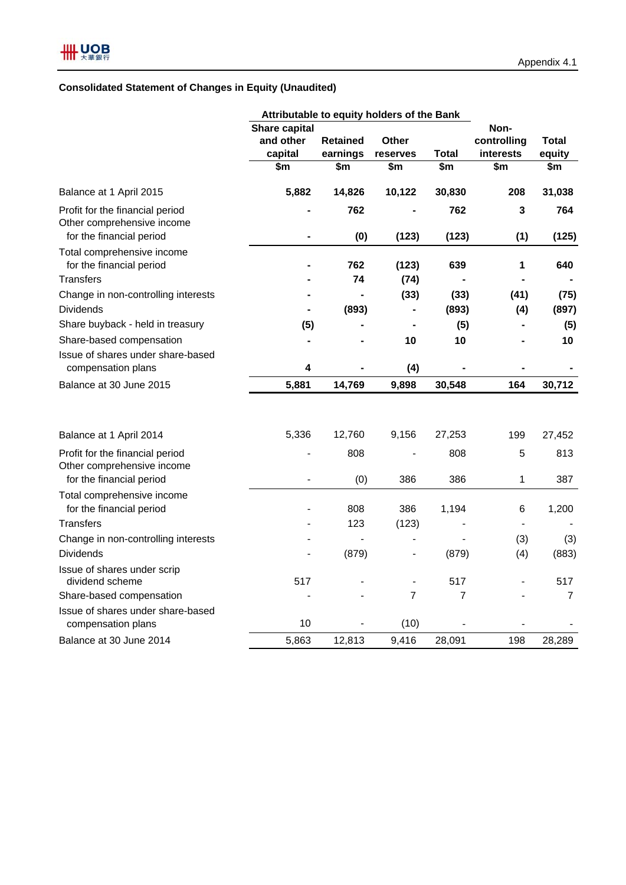Appendix 4.1

### Consolidated Statement of Changes in Equity (Unaudited)

| | Attributable to equity holders of the Bank | | | | | |
|---|---|---|---|---|---|---|
| | Share capital and other capital | Retained earnings | Other reserves | Total | Non-controlling interests | Total equity |
| | $m | $m | $m | $m | $m | $m |
| **Balance at 1 April 2015** | **5,882** | **14,826** | **10,122** | **30,830** | **208** | **31,038** |
| Profit for the financial period | **-** | **762** | **-** | **762** | **3** | **764** |
| Other comprehensive income for the financial period | **-** | **(0)** | **(123)** | **(123)** | **(1)** | **(125)** |
| Total comprehensive income for the financial period | **-** | **762** | **(123)** | **639** | **1** | **640** |
| Transfers | **-** | **74** | **(74)** | **-** | **-** | **-** |
| Change in non-controlling interests | **-** | **-** | **(33)** | **(33)** | **(41)** | **(75)** |
| Dividends | **-** | **(893)** | **-** | **(893)** | **(4)** | **(897)** |
| Share buyback - held in treasury | **(5)** | **-** | **-** | **(5)** | **-** | **(5)** |
| Share-based compensation | **-** | **-** | **10** | **10** | **-** | **10** |
| Issue of shares under share-based compensation plans | **4** | **-** | **(4)** | **-** | **-** | **-** |
| **Balance at 30 June 2015** | **5,881** | **14,769** | **9,898** | **30,548** | **164** | **30,712** |
| | | | | | | |
| Balance at 1 April 2014 | 5,336 | 12,760 | 9,156 | 27,253 | 199 | 27,452 |
| Profit for the financial period | - | 808 | - | 808 | 5 | 813 |
| Other comprehensive income for the financial period | - | (0) | 386 | 386 | 1 | 387 |
| Total comprehensive income for the financial period | - | 808 | 386 | 1,194 | 6 | 1,200 |
| Transfers | - | 123 | (123) | - | - | - |
| Change in non-controlling interests | - | - | - | - | (3) | (3) |
| Dividends | - | (879) | - | (879) | (4) | (883) |
| Issue of shares under scrip dividend scheme | 517 | - | - | 517 | - | 517 |
| Share-based compensation | - | - | 7 | 7 | - | 7 |
| Issue of shares under share-based compensation plans | 10 | - | (10) | - | - | - |
| Balance at 30 June 2014 | 5,863 | 12,813 | 9,416 | 28,091 | 198 | 28,289 |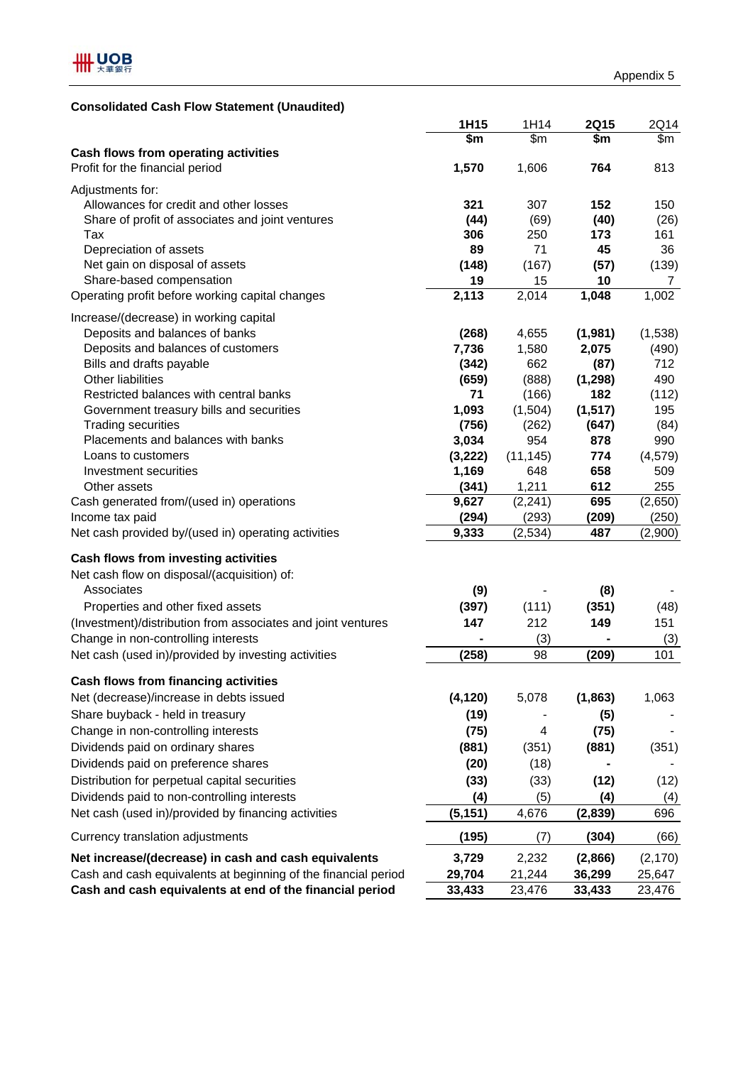Appendix 5

## Consolidated Cash Flow Statement (Unaudited)

| | 1H15 | 1H14 | 2Q15 | 2Q14 |
|---|---|---|---|---|
| | $m | $m | $m | $m |
| **Cash flows from operating activities** | | | | |
| Profit for the financial period | **1,570** | 1,606 | **764** | 813 |
| Adjustments for: | | | | |
| Allowances for credit and other losses | **321** | 307 | **152** | 150 |
| Share of profit of associates and joint ventures | **(44)** | (69) | **(40)** | (26) |
| Tax | **306** | 250 | **173** | 161 |
| Depreciation of assets | **89** | 71 | **45** | 36 |
| Net gain on disposal of assets | **(148)** | (167) | **(57)** | (139) |
| Share-based compensation | **19** | 15 | **10** | 7 |
| Operating profit before working capital changes | **2,113** | 2,014 | **1,048** | 1,002 |
| Increase/(decrease) in working capital | | | | |
| Deposits and balances of banks | **(268)** | 4,655 | **(1,981)** | (1,538) |
| Deposits and balances of customers | **7,736** | 1,580 | **2,075** | (490) |
| Bills and drafts payable | **(342)** | 662 | **(87)** | 712 |
| Other liabilities | **(659)** | (888) | **(1,298)** | 490 |
| Restricted balances with central banks | **71** | (166) | **182** | (112) |
| Government treasury bills and securities | **1,093** | (1,504) | **(1,517)** | 195 |
| Trading securities | **(756)** | (262) | **(647)** | (84) |
| Placements and balances with banks | **3,034** | 954 | **878** | 990 |
| Loans to customers | **(3,222)** | (11,145) | **774** | (4,579) |
| Investment securities | **1,169** | 648 | **658** | 509 |
| Other assets | **(341)** | 1,211 | **612** | 255 |
| Cash generated from/(used in) operations | **9,627** | (2,241) | **695** | (2,650) |
| Income tax paid | **(294)** | (293) | **(209)** | (250) |
| Net cash provided by/(used in) operating activities | **9,333** | (2,534) | **487** | (2,900) |
| **Cash flows from investing activities** | | | | |
| Net cash flow on disposal/(acquisition) of: | | | | |
| Associates | **(9)** | - | **(8)** | - |
| Properties and other fixed assets | **(397)** | (111) | **(351)** | (48) |
| (Investment)/distribution from associates and joint ventures | **147** | 212 | **149** | 151 |
| Change in non-controlling interests | **-** | (3) | **-** | (3) |
| Net cash (used in)/provided by investing activities | **(258)** | 98 | **(209)** | 101 |
| **Cash flows from financing activities** | | | | |
| Net (decrease)/increase in debts issued | **(4,120)** | 5,078 | **(1,863)** | 1,063 |
| Share buyback - held in treasury | **(19)** | - | **(5)** | - |
| Change in non-controlling interests | **(75)** | 4 | **(75)** | - |
| Dividends paid on ordinary shares | **(881)** | (351) | **(881)** | (351) |
| Dividends paid on preference shares | **(20)** | (18) | **-** | - |
| Distribution for perpetual capital securities | **(33)** | (33) | **(12)** | (12) |
| Dividends paid to non-controlling interests | **(4)** | (5) | **(4)** | (4) |
| Net cash (used in)/provided by financing activities | **(5,151)** | 4,676 | **(2,839)** | 696 |
| Currency translation adjustments | **(195)** | (7) | **(304)** | (66) |
| **Net increase/(decrease) in cash and cash equivalents** | **3,729** | 2,232 | **(2,866)** | (2,170) |
| Cash and cash equivalents at beginning of the financial period | **29,704** | 21,244 | **36,299** | 25,647 |
| **Cash and cash equivalents at end of the financial period** | **33,433** | 23,476 | **33,433** | 23,476 |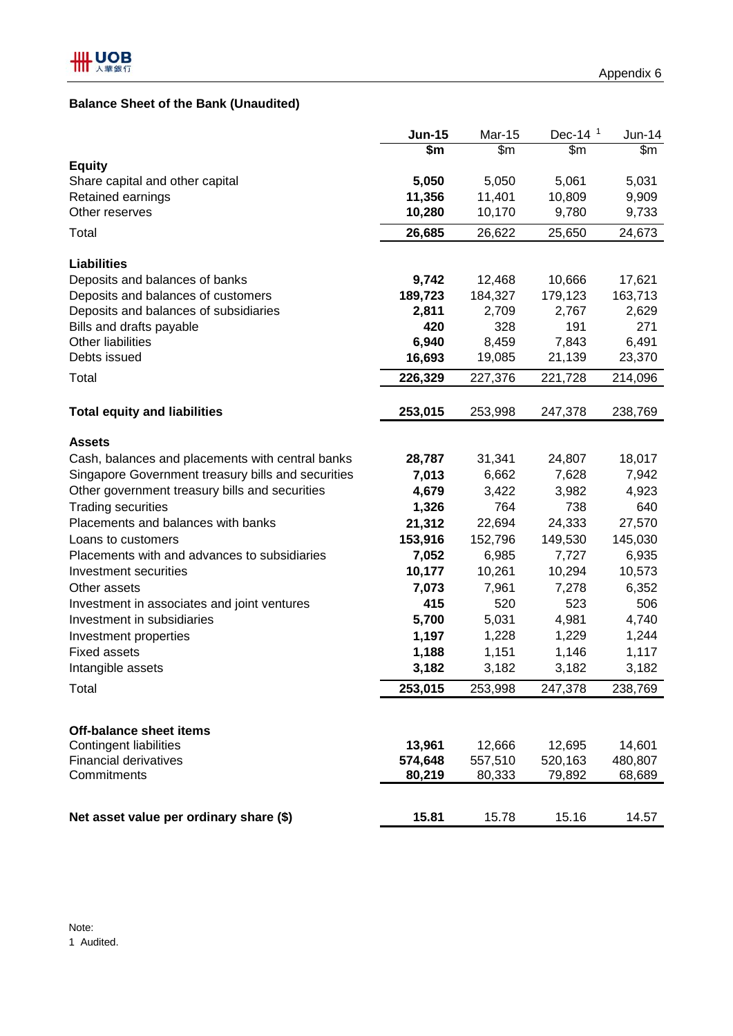Appendix 6

## Balance Sheet of the Bank (Unaudited)

| | **Jun-15** | Mar-15 | Dec-14 [1] | Jun-14 |
|---|---|---|---|---|
| | **$m** | $m | $m | $m |
| **Equity** | | | | |
| Share capital and other capital | **5,050** | 5,050 | 5,061 | 5,031 |
| Retained earnings | **11,356** | 11,401 | 10,809 | 9,909 |
| Other reserves | **10,280** | 10,170 | 9,780 | 9,733 |
| Total | **26,685** | 26,622 | 25,650 | 24,673 |
| | | | | |
| **Liabilities** | | | | |
| Deposits and balances of banks | **9,742** | 12,468 | 10,666 | 17,621 |
| Deposits and balances of customers | **189,723** | 184,327 | 179,123 | 163,713 |
| Deposits and balances of subsidiaries | **2,811** | 2,709 | 2,767 | 2,629 |
| Bills and drafts payable | **420** | 328 | 191 | 271 |
| Other liabilities | **6,940** | 8,459 | 7,843 | 6,491 |
| Debts issued | **16,693** | 19,085 | 21,139 | 23,370 |
| Total | **226,329** | 227,376 | 221,728 | 214,096 |
| | | | | |
| **Total equity and liabilities** | **253,015** | 253,998 | 247,378 | 238,769 |
| | | | | |
| **Assets** | | | | |
| Cash, balances and placements with central banks | **28,787** | 31,341 | 24,807 | 18,017 |
| Singapore Government treasury bills and securities | **7,013** | 6,662 | 7,628 | 7,942 |
| Other government treasury bills and securities | **4,679** | 3,422 | 3,982 | 4,923 |
| Trading securities | **1,326** | 764 | 738 | 640 |
| Placements and balances with banks | **21,312** | 22,694 | 24,333 | 27,570 |
| Loans to customers | **153,916** | 152,796 | 149,530 | 145,030 |
| Placements with and advances to subsidiaries | **7,052** | 6,985 | 7,727 | 6,935 |
| Investment securities | **10,177** | 10,261 | 10,294 | 10,573 |
| Other assets | **7,073** | 7,961 | 7,278 | 6,352 |
| Investment in associates and joint ventures | **415** | 520 | 523 | 506 |
| Investment in subsidiaries | **5,700** | 5,031 | 4,981 | 4,740 |
| Investment properties | **1,197** | 1,228 | 1,229 | 1,244 |
| Fixed assets | **1,188** | 1,151 | 1,146 | 1,117 |
| Intangible assets | **3,182** | 3,182 | 3,182 | 3,182 |
| Total | **253,015** | 253,998 | 247,378 | 238,769 |
| | | | | |
| **Off-balance sheet items** | | | | |
| Contingent liabilities | **13,961** | 12,666 | 12,695 | 14,601 |
| Financial derivatives | **574,648** | 557,510 | 520,163 | 480,807 |
| Commitments | **80,219** | 80,333 | 79,892 | 68,689 |
| | | | | |
| **Net asset value per ordinary share ($)** | **15.81** | 15.78 | 15.16 | 14.57 |

Note:
1 Audited.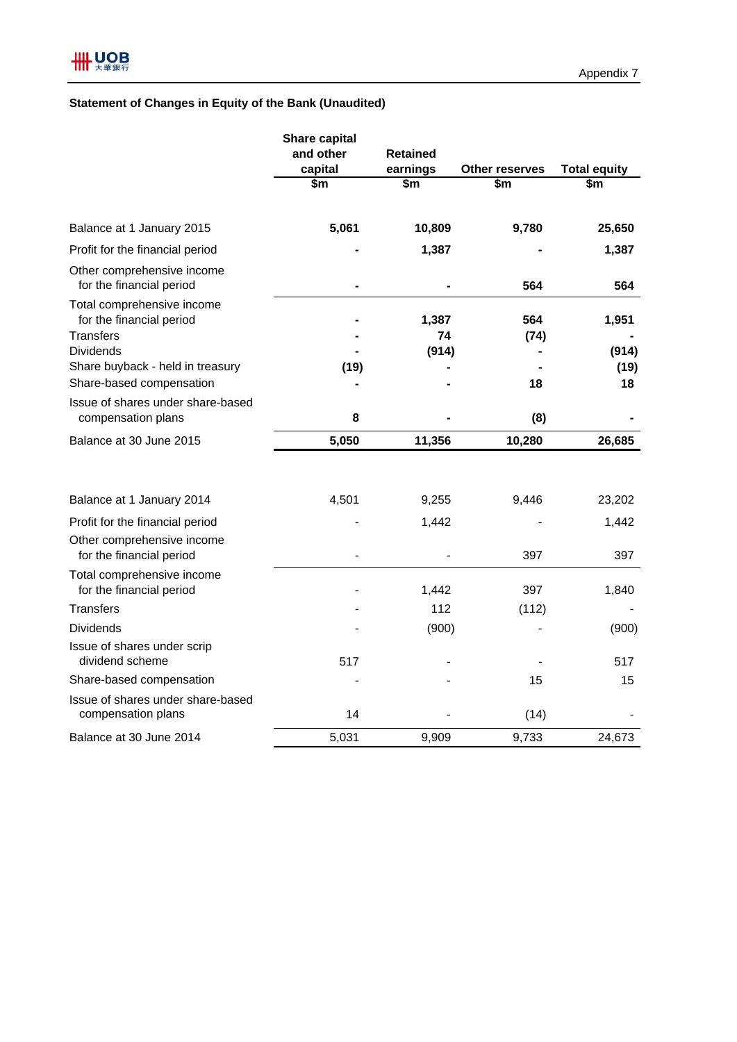Appendix 7

### Statement of Changes in Equity of the Bank (Unaudited)

| | Share capital and other capital | Retained earnings | Other reserves | Total equity |
|---|---|---|---|---|
| | $m | $m | $m | $m |
| **Balance at 1 January 2015** | **5,061** | **10,809** | **9,780** | **25,650** |
| Profit for the financial period | **-** | **1,387** | **-** | **1,387** |
| Other comprehensive income for the financial period | **-** | **-** | **564** | **564** |
| Total comprehensive income for the financial period | **-** | **1,387** | **564** | **1,951** |
| Transfers | **-** | **74** | **(74)** | **-** |
| Dividends | **-** | **(914)** | **-** | **(914)** |
| Share buyback - held in treasury | **(19)** | **-** | **-** | **(19)** |
| Share-based compensation | **-** | **-** | **18** | **18** |
| Issue of shares under share-based compensation plans | **8** | **-** | **(8)** | **-** |
| **Balance at 30 June 2015** | **5,050** | **11,356** | **10,280** | **26,685** |
| | | | | |
| Balance at 1 January 2014 | 4,501 | 9,255 | 9,446 | 23,202 |
| Profit for the financial period | - | 1,442 | - | 1,442 |
| Other comprehensive income for the financial period | - | - | 397 | 397 |
| Total comprehensive income for the financial period | - | 1,442 | 397 | 1,840 |
| Transfers | - | 112 | (112) | - |
| Dividends | - | (900) | - | (900) |
| Issue of shares under scrip dividend scheme | 517 | - | - | 517 |
| Share-based compensation | - | - | 15 | 15 |
| Issue of shares under share-based compensation plans | 14 | - | (14) | - |
| Balance at 30 June 2014 | 5,031 | 9,909 | 9,733 | 24,673 |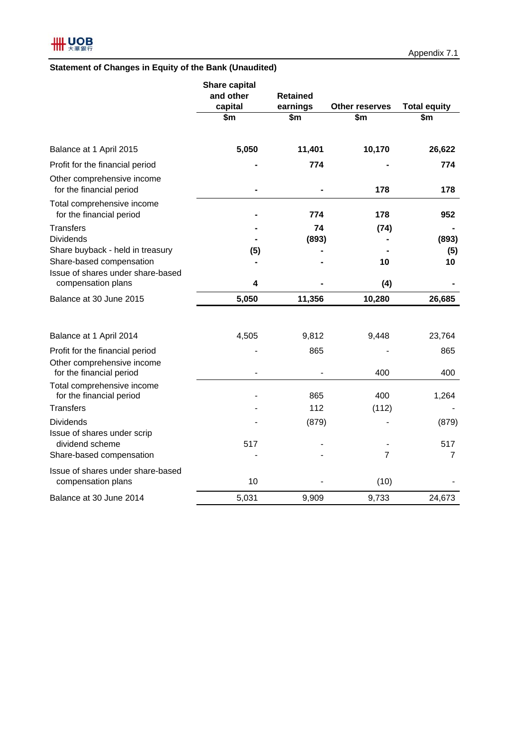Appendix 7.1

## Statement of Changes in Equity of the Bank (Unaudited)

| | Share capital and other capital | Retained earnings | Other reserves | Total equity |
|---|---|---|---|---|
| | $m | $m | $m | $m |
| **Balance at 1 April 2015** | **5,050** | **11,401** | **10,170** | **26,622** |
| Profit for the financial period | **-** | **774** | **-** | **774** |
| Other comprehensive income for the financial period | **-** | **-** | **178** | **178** |
| Total comprehensive income for the financial period | **-** | **774** | **178** | **952** |
| Transfers | **-** | **74** | **(74)** | **-** |
| Dividends | **-** | **(893)** | **-** | **(893)** |
| Share buyback - held in treasury | **(5)** | **-** | **-** | **(5)** |
| Share-based compensation | **-** | **-** | **10** | **10** |
| Issue of shares under share-based compensation plans | **4** | **-** | **(4)** | **-** |
| **Balance at 30 June 2015** | **5,050** | **11,356** | **10,280** | **26,685** |
| | | | | |
| Balance at 1 April 2014 | 4,505 | 9,812 | 9,448 | 23,764 |
| Profit for the financial period | - | 865 | - | 865 |
| Other comprehensive income for the financial period | - | - | 400 | 400 |
| Total comprehensive income for the financial period | - | 865 | 400 | 1,264 |
| Transfers | - | 112 | (112) | - |
| Dividends | - | (879) | - | (879) |
| Issue of shares under scrip dividend scheme | 517 | - | - | 517 |
| Share-based compensation | - | - | 7 | 7 |
| Issue of shares under share-based compensation plans | 10 | - | (10) | - |
| Balance at 30 June 2014 | 5,031 | 9,909 | 9,733 | 24,673 |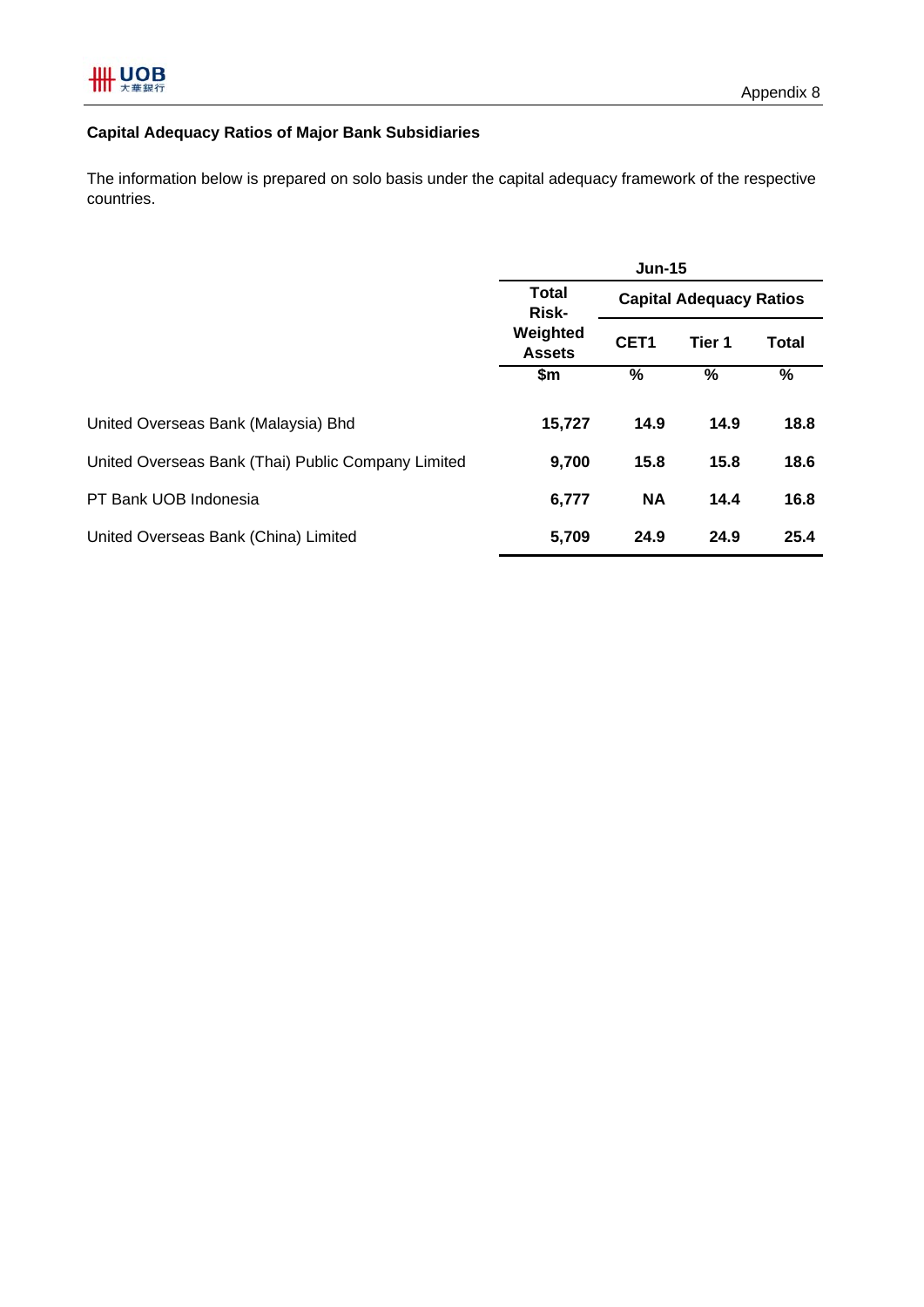Appendix 8

## Capital Adequacy Ratios of Major Bank Subsidiaries

The information below is prepared on solo basis under the capital adequacy framework of the respective countries.

| | Jun-15 | | | |
|---|---|---|---|---|
| | Total Risk-Weighted Assets | Capital Adequacy Ratios | | |
| | | CET1 | Tier 1 | Total |
| | $m | % | % | % |
| United Overseas Bank (Malaysia) Bhd | **15,727** | **14.9** | **14.9** | **18.8** |
| United Overseas Bank (Thai) Public Company Limited | **9,700** | **15.8** | **15.8** | **18.6** |
| PT Bank UOB Indonesia | **6,777** | **NA** | **14.4** | **16.8** |
| United Overseas Bank (China) Limited | **5,709** | **24.9** | **24.9** | **25.4** |